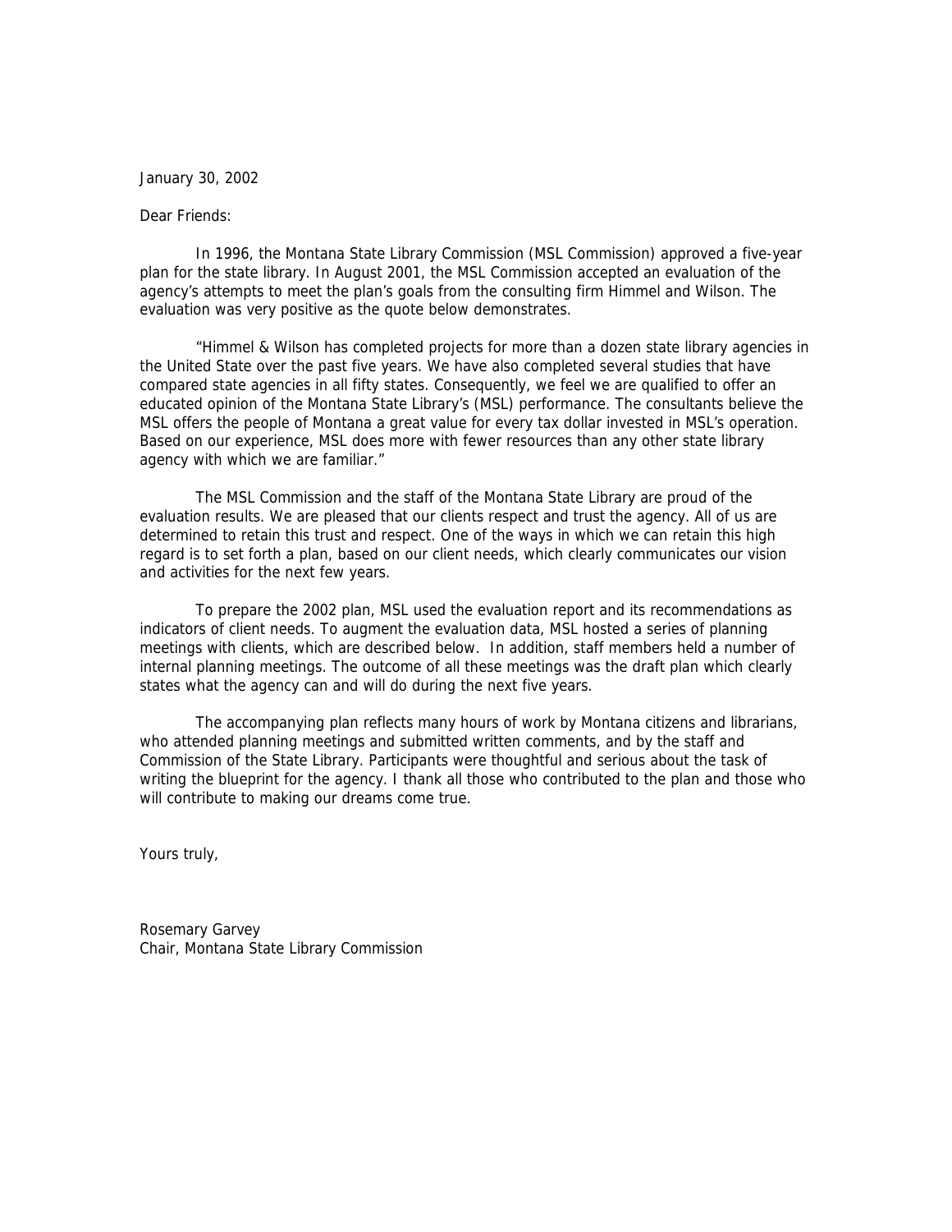January 30, 2002

Dear Friends:

In 1996, the Montana State Library Commission (MSL Commission) approved a five-year plan for the state library. In August 2001, the MSL Commission accepted an evaluation of the agency's attempts to meet the plan's goals from the consulting firm Himmel and Wilson. The evaluation was very positive as the quote below demonstrates.

"Himmel & Wilson has completed projects for more than a dozen state library agencies in the United State over the past five years. We have also completed several studies that have compared state agencies in all fifty states. Consequently, we feel we are qualified to offer an educated opinion of the Montana State Library's (MSL) performance. The consultants believe the MSL offers the people of Montana a great value for every tax dollar invested in MSL's operation. Based on our experience, MSL does more with fewer resources than any other state library agency with which we are familiar."

The MSL Commission and the staff of the Montana State Library are proud of the evaluation results. We are pleased that our clients respect and trust the agency. All of us are determined to retain this trust and respect. One of the ways in which we can retain this high regard is to set forth a plan, based on our client needs, which clearly communicates our vision and activities for the next few years.

To prepare the 2002 plan, MSL used the evaluation report and its recommendations as indicators of client needs. To augment the evaluation data, MSL hosted a series of planning meetings with clients, which are described below. In addition, staff members held a number of internal planning meetings. The outcome of all these meetings was the draft plan which clearly states what the agency can and will do during the next five years.

The accompanying plan reflects many hours of work by Montana citizens and librarians, who attended planning meetings and submitted written comments, and by the staff and Commission of the State Library. Participants were thoughtful and serious about the task of writing the blueprint for the agency. I thank all those who contributed to the plan and those who will contribute to making our dreams come true.

Yours truly,

Rosemary Garvey
Chair, Montana State Library Commission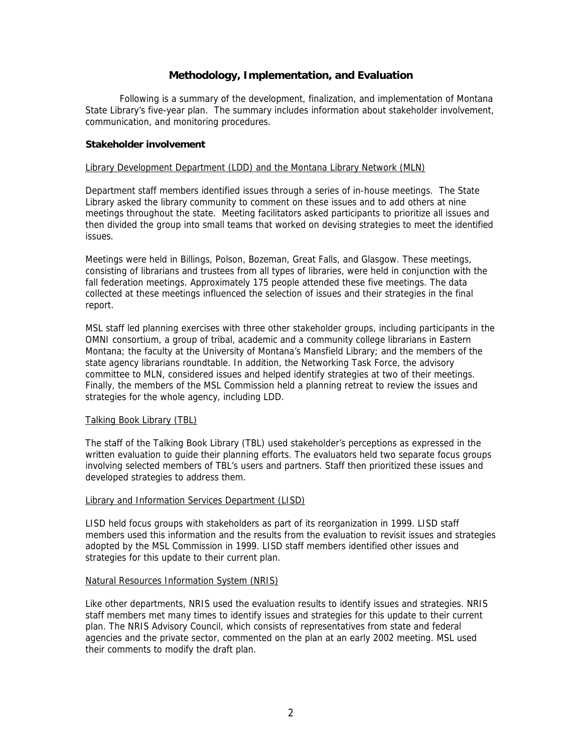## Methodology, Implementation, and Evaluation

Following is a summary of the development, finalization, and implementation of Montana State Library's five-year plan. The summary includes information about stakeholder involvement, communication, and monitoring procedures.

### Stakeholder involvement

Library Development Department (LDD) and the Montana Library Network (MLN)

Department staff members identified issues through a series of in-house meetings. The State Library asked the library community to comment on these issues and to add others at nine meetings throughout the state. Meeting facilitators asked participants to prioritize all issues and then divided the group into small teams that worked on devising strategies to meet the identified issues.

Meetings were held in Billings, Polson, Bozeman, Great Falls, and Glasgow. These meetings, consisting of librarians and trustees from all types of libraries, were held in conjunction with the fall federation meetings. Approximately 175 people attended these five meetings. The data collected at these meetings influenced the selection of issues and their strategies in the final report.

MSL staff led planning exercises with three other stakeholder groups, including participants in the OMNI consortium, a group of tribal, academic and a community college librarians in Eastern Montana; the faculty at the University of Montana's Mansfield Library; and the members of the state agency librarians roundtable. In addition, the Networking Task Force, the advisory committee to MLN, considered issues and helped identify strategies at two of their meetings. Finally, the members of the MSL Commission held a planning retreat to review the issues and strategies for the whole agency, including LDD.

Talking Book Library (TBL)

The staff of the Talking Book Library (TBL) used stakeholder's perceptions as expressed in the written evaluation to guide their planning efforts. The evaluators held two separate focus groups involving selected members of TBL's users and partners. Staff then prioritized these issues and developed strategies to address them.

Library and Information Services Department (LISD)

LISD held focus groups with stakeholders as part of its reorganization in 1999. LISD staff members used this information and the results from the evaluation to revisit issues and strategies adopted by the MSL Commission in 1999. LISD staff members identified other issues and strategies for this update to their current plan.

Natural Resources Information System (NRIS)

Like other departments, NRIS used the evaluation results to identify issues and strategies. NRIS staff members met many times to identify issues and strategies for this update to their current plan. The NRIS Advisory Council, which consists of representatives from state and federal agencies and the private sector, commented on the plan at an early 2002 meeting. MSL used their comments to modify the draft plan.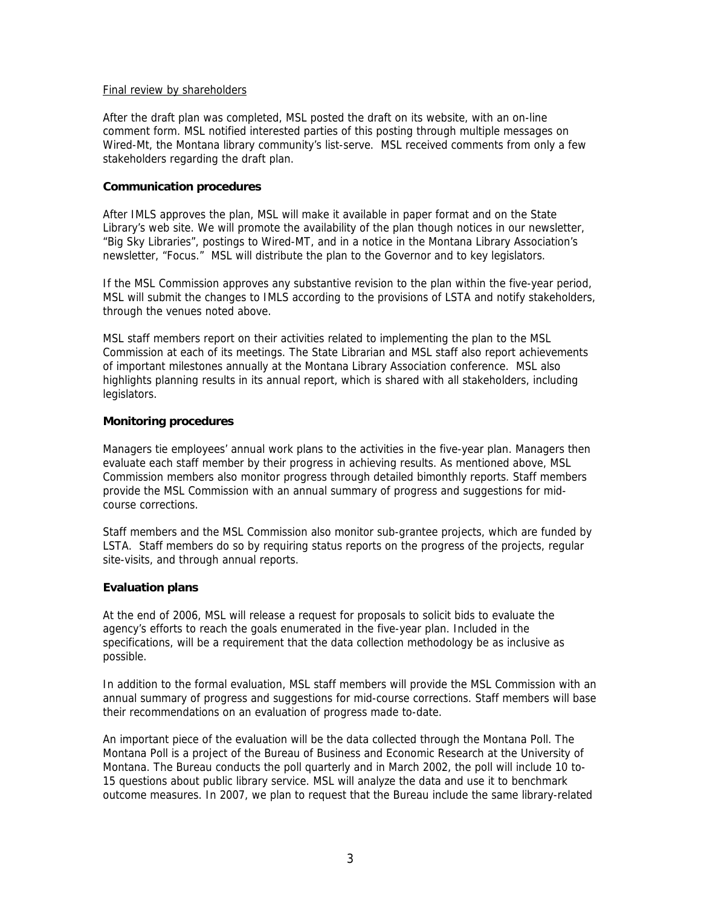Final review by shareholders

After the draft plan was completed, MSL posted the draft on its website, with an on-line comment form. MSL notified interested parties of this posting through multiple messages on Wired-Mt, the Montana library community's list-serve. MSL received comments from only a few stakeholders regarding the draft plan.

### Communication procedures

After IMLS approves the plan, MSL will make it available in paper format and on the State Library's web site. We will promote the availability of the plan though notices in our newsletter, "Big Sky Libraries", postings to Wired-MT, and in a notice in the Montana Library Association's newsletter, "Focus." MSL will distribute the plan to the Governor and to key legislators.

If the MSL Commission approves any substantive revision to the plan within the five-year period, MSL will submit the changes to IMLS according to the provisions of LSTA and notify stakeholders, through the venues noted above.

MSL staff members report on their activities related to implementing the plan to the MSL Commission at each of its meetings. The State Librarian and MSL staff also report achievements of important milestones annually at the Montana Library Association conference. MSL also highlights planning results in its annual report, which is shared with all stakeholders, including legislators.

### Monitoring procedures

Managers tie employees' annual work plans to the activities in the five-year plan. Managers then evaluate each staff member by their progress in achieving results. As mentioned above, MSL Commission members also monitor progress through detailed bimonthly reports. Staff members provide the MSL Commission with an annual summary of progress and suggestions for mid-course corrections.

Staff members and the MSL Commission also monitor sub-grantee projects, which are funded by LSTA. Staff members do so by requiring status reports on the progress of the projects, regular site-visits, and through annual reports.

### Evaluation plans

At the end of 2006, MSL will release a request for proposals to solicit bids to evaluate the agency's efforts to reach the goals enumerated in the five-year plan. Included in the specifications, will be a requirement that the data collection methodology be as inclusive as possible.

In addition to the formal evaluation, MSL staff members will provide the MSL Commission with an annual summary of progress and suggestions for mid-course corrections. Staff members will base their recommendations on an evaluation of progress made to-date.

An important piece of the evaluation will be the data collected through the Montana Poll. The Montana Poll is a project of the Bureau of Business and Economic Research at the University of Montana. The Bureau conducts the poll quarterly and in March 2002, the poll will include 10 to-15 questions about public library service. MSL will analyze the data and use it to benchmark outcome measures. In 2007, we plan to request that the Bureau include the same library-related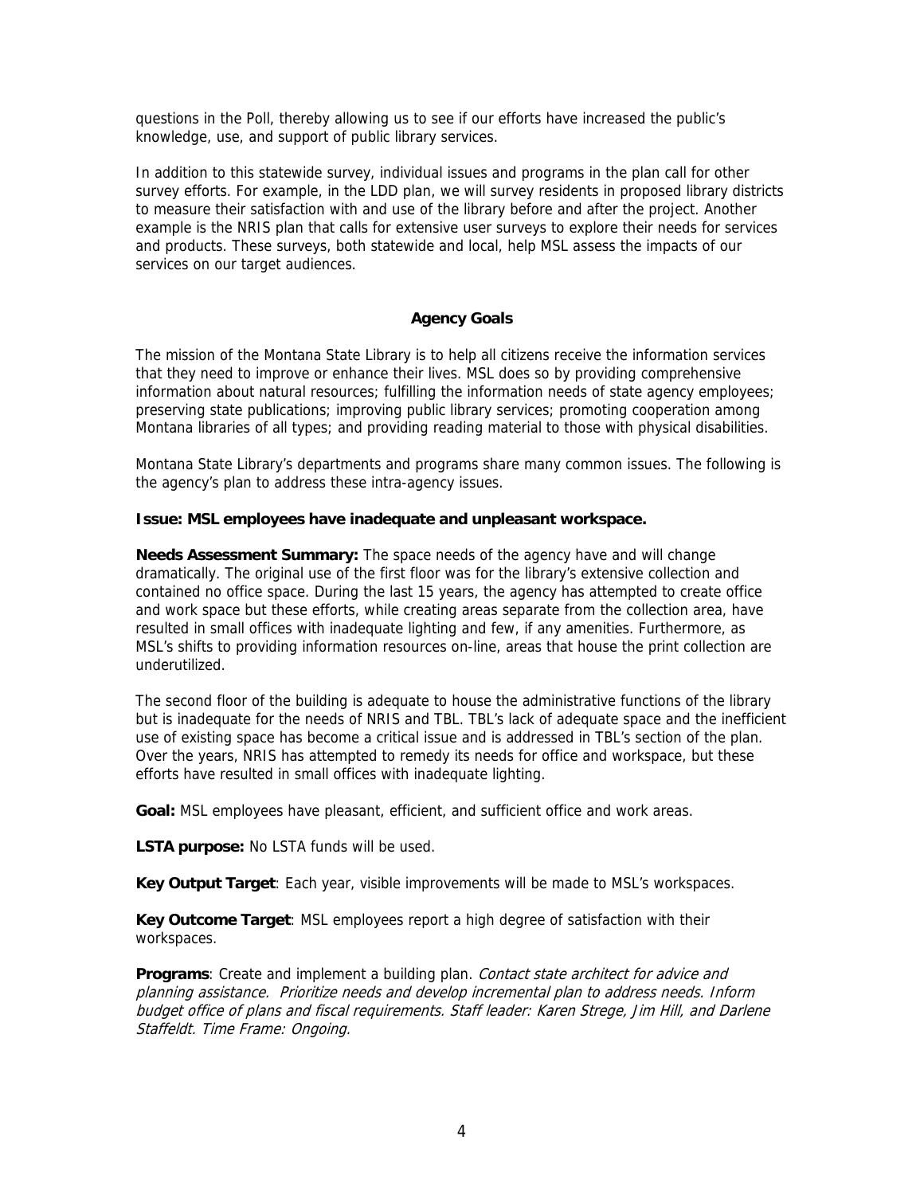questions in the Poll, thereby allowing us to see if our efforts have increased the public's knowledge, use, and support of public library services.

In addition to this statewide survey, individual issues and programs in the plan call for other survey efforts. For example, in the LDD plan, we will survey residents in proposed library districts to measure their satisfaction with and use of the library before and after the project. Another example is the NRIS plan that calls for extensive user surveys to explore their needs for services and products. These surveys, both statewide and local, help MSL assess the impacts of our services on our target audiences.

## Agency Goals

The mission of the Montana State Library is to help all citizens receive the information services that they need to improve or enhance their lives. MSL does so by providing comprehensive information about natural resources; fulfilling the information needs of state agency employees; preserving state publications; improving public library services; promoting cooperation among Montana libraries of all types; and providing reading material to those with physical disabilities.

Montana State Library's departments and programs share many common issues. The following is the agency's plan to address these intra-agency issues.

**Issue: MSL employees have inadequate and unpleasant workspace.**

**Needs Assessment Summary:** The space needs of the agency have and will change dramatically. The original use of the first floor was for the library's extensive collection and contained no office space. During the last 15 years, the agency has attempted to create office and work space but these efforts, while creating areas separate from the collection area, have resulted in small offices with inadequate lighting and few, if any amenities. Furthermore, as MSL's shifts to providing information resources on-line, areas that house the print collection are underutilized.

The second floor of the building is adequate to house the administrative functions of the library but is inadequate for the needs of NRIS and TBL. TBL's lack of adequate space and the inefficient use of existing space has become a critical issue and is addressed in TBL's section of the plan. Over the years, NRIS has attempted to remedy its needs for office and workspace, but these efforts have resulted in small offices with inadequate lighting.

**Goal:** MSL employees have pleasant, efficient, and sufficient office and work areas.

**LSTA purpose:** No LSTA funds will be used.

**Key Output Target**: Each year, visible improvements will be made to MSL's workspaces.

**Key Outcome Target**: MSL employees report a high degree of satisfaction with their workspaces.

**Programs**: Create and implement a building plan. *Contact state architect for advice and planning assistance. Prioritize needs and develop incremental plan to address needs. Inform budget office of plans and fiscal requirements. Staff leader: Karen Strege, Jim Hill, and Darlene Staffeldt. Time Frame: Ongoing.*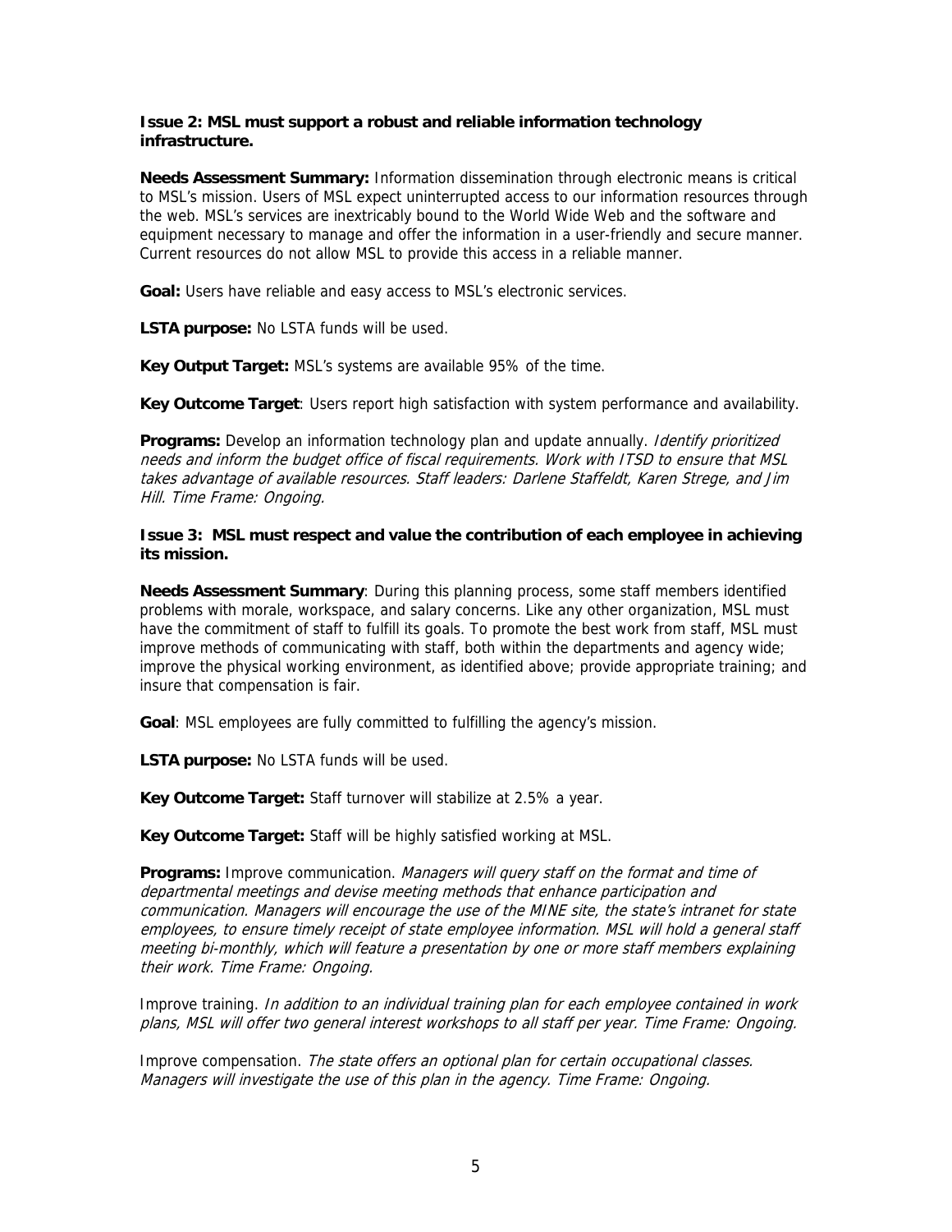**Issue 2: MSL must support a robust and reliable information technology infrastructure.**

**Needs Assessment Summary:** Information dissemination through electronic means is critical to MSL's mission. Users of MSL expect uninterrupted access to our information resources through the web. MSL's services are inextricably bound to the World Wide Web and the software and equipment necessary to manage and offer the information in a user-friendly and secure manner. Current resources do not allow MSL to provide this access in a reliable manner.

**Goal:** Users have reliable and easy access to MSL's electronic services.

**LSTA purpose:** No LSTA funds will be used.

**Key Output Target:** MSL's systems are available 95% of the time.

**Key Outcome Target**: Users report high satisfaction with system performance and availability.

**Programs:** Develop an information technology plan and update annually. *Identify prioritized needs and inform the budget office of fiscal requirements. Work with ITSD to ensure that MSL takes advantage of available resources. Staff leaders: Darlene Staffeldt, Karen Strege, and Jim Hill. Time Frame: Ongoing.*

**Issue 3: MSL must respect and value the contribution of each employee in achieving its mission.**

**Needs Assessment Summary**: During this planning process, some staff members identified problems with morale, workspace, and salary concerns. Like any other organization, MSL must have the commitment of staff to fulfill its goals. To promote the best work from staff, MSL must improve methods of communicating with staff, both within the departments and agency wide; improve the physical working environment, as identified above; provide appropriate training; and insure that compensation is fair.

**Goal**: MSL employees are fully committed to fulfilling the agency's mission.

**LSTA purpose:** No LSTA funds will be used.

**Key Outcome Target:** Staff turnover will stabilize at 2.5% a year.

**Key Outcome Target:** Staff will be highly satisfied working at MSL.

**Programs:** Improve communication. *Managers will query staff on the format and time of departmental meetings and devise meeting methods that enhance participation and communication. Managers will encourage the use of the MINE site, the state's intranet for state employees, to ensure timely receipt of state employee information. MSL will hold a general staff meeting bi-monthly, which will feature a presentation by one or more staff members explaining their work. Time Frame: Ongoing.*

Improve training. *In addition to an individual training plan for each employee contained in work plans, MSL will offer two general interest workshops to all staff per year. Time Frame: Ongoing.*

Improve compensation. *The state offers an optional plan for certain occupational classes. Managers will investigate the use of this plan in the agency. Time Frame: Ongoing.*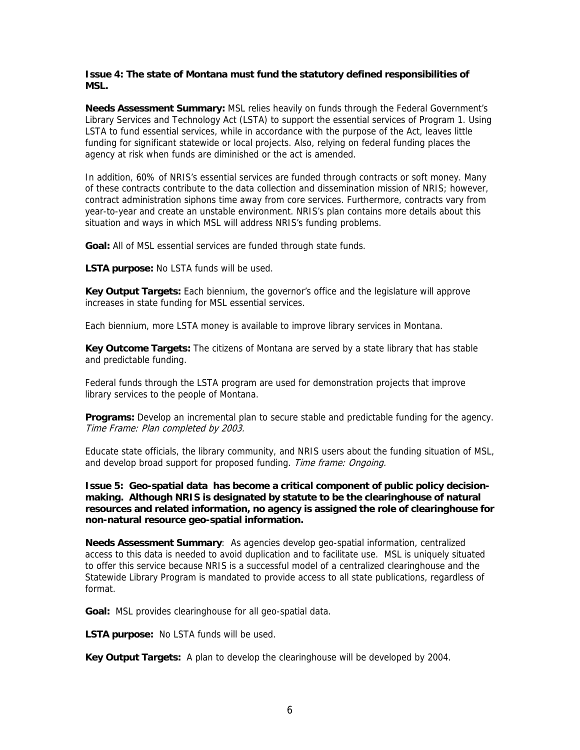**Issue 4: The state of Montana must fund the statutory defined responsibilities of MSL.**

**Needs Assessment Summary:** MSL relies heavily on funds through the Federal Government's Library Services and Technology Act (LSTA) to support the essential services of Program 1. Using LSTA to fund essential services, while in accordance with the purpose of the Act, leaves little funding for significant statewide or local projects. Also, relying on federal funding places the agency at risk when funds are diminished or the act is amended.

In addition, 60% of NRIS's essential services are funded through contracts or soft money. Many of these contracts contribute to the data collection and dissemination mission of NRIS; however, contract administration siphons time away from core services. Furthermore, contracts vary from year-to-year and create an unstable environment. NRIS's plan contains more details about this situation and ways in which MSL will address NRIS's funding problems.

**Goal:** All of MSL essential services are funded through state funds.

**LSTA purpose:** No LSTA funds will be used.

**Key Output Targets:** Each biennium, the governor's office and the legislature will approve increases in state funding for MSL essential services.

Each biennium, more LSTA money is available to improve library services in Montana.

**Key Outcome Targets:** The citizens of Montana are served by a state library that has stable and predictable funding.

Federal funds through the LSTA program are used for demonstration projects that improve library services to the people of Montana.

**Programs:** Develop an incremental plan to secure stable and predictable funding for the agency. *Time Frame: Plan completed by 2003.*

Educate state officials, the library community, and NRIS users about the funding situation of MSL, and develop broad support for proposed funding. *Time frame: Ongoing.*

**Issue 5: Geo-spatial data has become a critical component of public policy decision-making. Although NRIS is designated by statute to be the clearinghouse of natural resources and related information, no agency is assigned the role of clearinghouse for non-natural resource geo-spatial information.**

**Needs Assessment Summary**: As agencies develop geo-spatial information, centralized access to this data is needed to avoid duplication and to facilitate use. MSL is uniquely situated to offer this service because NRIS is a successful model of a centralized clearinghouse and the Statewide Library Program is mandated to provide access to all state publications, regardless of format.

**Goal:** MSL provides clearinghouse for all geo-spatial data.

**LSTA purpose:** No LSTA funds will be used.

**Key Output Targets:** A plan to develop the clearinghouse will be developed by 2004.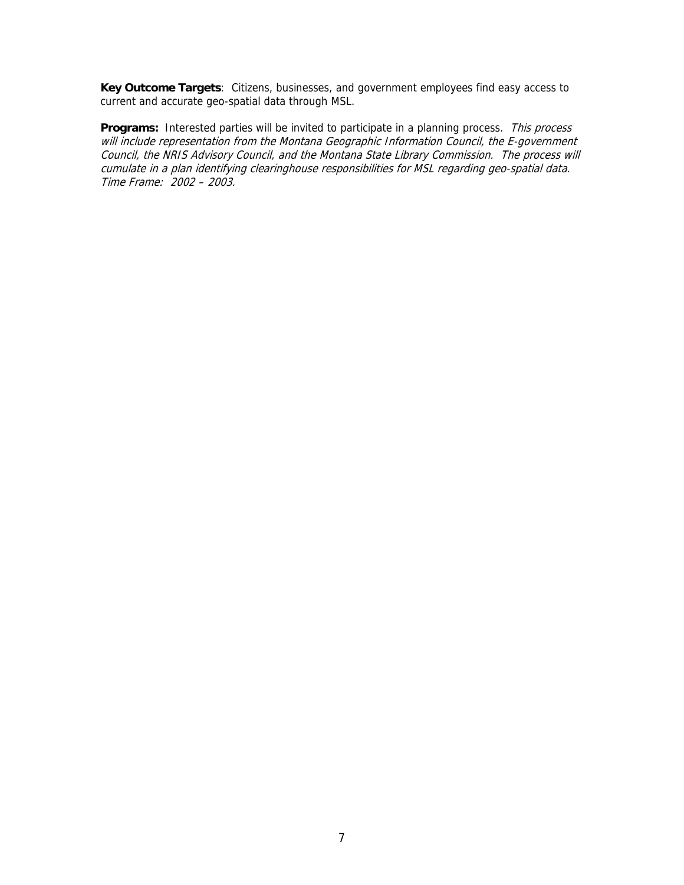**Key Outcome Targets**: Citizens, businesses, and government employees find easy access to current and accurate geo-spatial data through MSL.

**Programs:** Interested parties will be invited to participate in a planning process. *This process will include representation from the Montana Geographic Information Council, the E-government Council, the NRIS Advisory Council, and the Montana State Library Commission. The process will cumulate in a plan identifying clearinghouse responsibilities for MSL regarding geo-spatial data. Time Frame: 2002 – 2003.*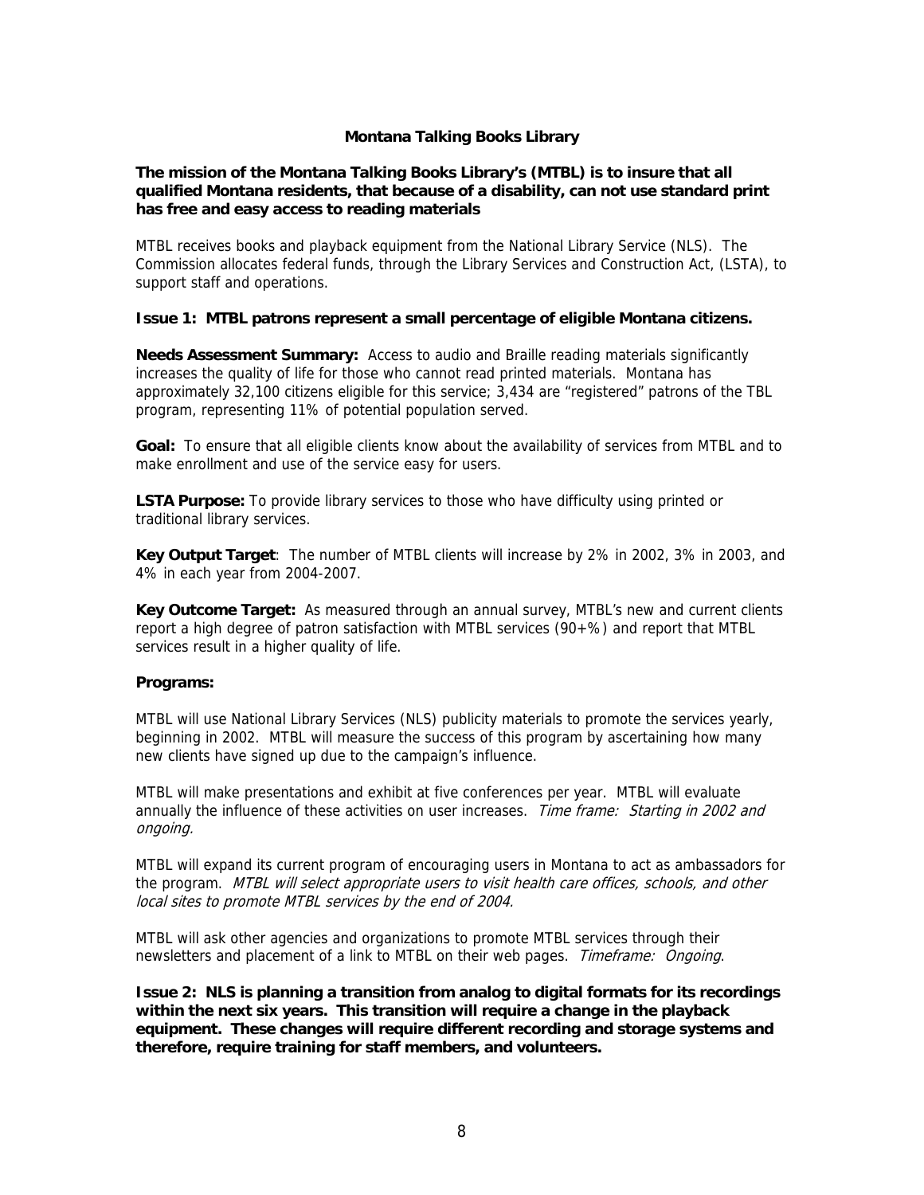## Montana Talking Books Library

**The mission of the Montana Talking Books Library's (MTBL) is to insure that all qualified Montana residents, that because of a disability, can not use standard print has free and easy access to reading materials**

MTBL receives books and playback equipment from the National Library Service (NLS). The Commission allocates federal funds, through the Library Services and Construction Act, (LSTA), to support staff and operations.

**Issue 1: MTBL patrons represent a small percentage of eligible Montana citizens.**

**Needs Assessment Summary:** Access to audio and Braille reading materials significantly increases the quality of life for those who cannot read printed materials. Montana has approximately 32,100 citizens eligible for this service; 3,434 are "registered" patrons of the TBL program, representing 11% of potential population served.

**Goal:** To ensure that all eligible clients know about the availability of services from MTBL and to make enrollment and use of the service easy for users.

**LSTA Purpose:** To provide library services to those who have difficulty using printed or traditional library services.

**Key Output Target**: The number of MTBL clients will increase by 2% in 2002, 3% in 2003, and 4% in each year from 2004-2007.

**Key Outcome Target:** As measured through an annual survey, MTBL's new and current clients report a high degree of patron satisfaction with MTBL services (90+%) and report that MTBL services result in a higher quality of life.

**Programs:**

MTBL will use National Library Services (NLS) publicity materials to promote the services yearly, beginning in 2002. MTBL will measure the success of this program by ascertaining how many new clients have signed up due to the campaign's influence.

MTBL will make presentations and exhibit at five conferences per year. MTBL will evaluate annually the influence of these activities on user increases. *Time frame: Starting in 2002 and ongoing.*

MTBL will expand its current program of encouraging users in Montana to act as ambassadors for the program. *MTBL will select appropriate users to visit health care offices, schools, and other local sites to promote MTBL services by the end of 2004.*

MTBL will ask other agencies and organizations to promote MTBL services through their newsletters and placement of a link to MTBL on their web pages. *Timeframe: Ongoing*.

**Issue 2: NLS is planning a transition from analog to digital formats for its recordings within the next six years. This transition will require a change in the playback equipment. These changes will require different recording and storage systems and therefore, require training for staff members, and volunteers.**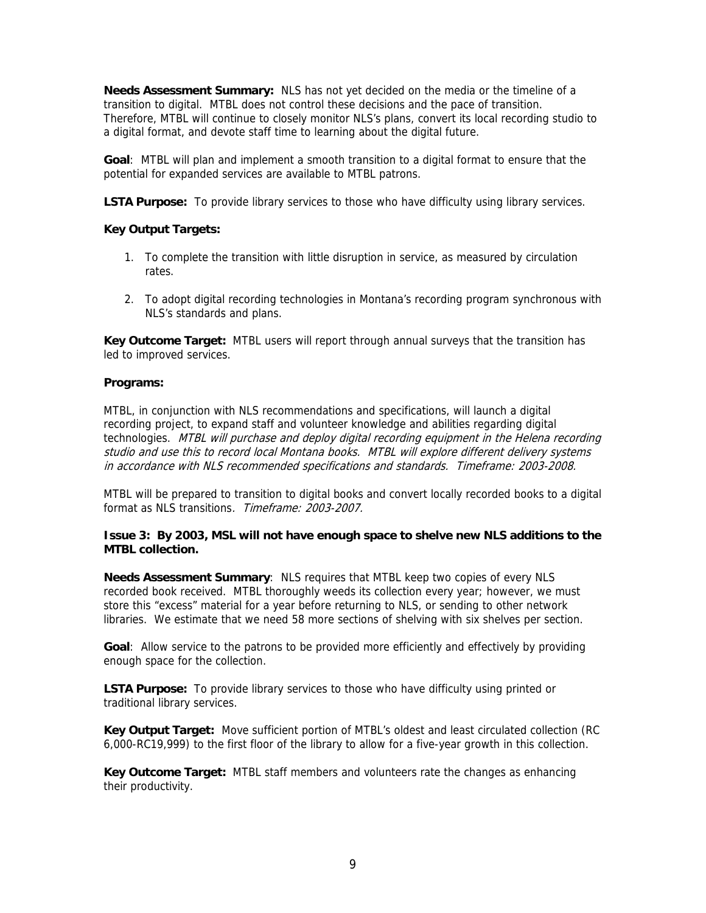**Needs Assessment Summary:** NLS has not yet decided on the media or the timeline of a transition to digital. MTBL does not control these decisions and the pace of transition. Therefore, MTBL will continue to closely monitor NLS's plans, convert its local recording studio to a digital format, and devote staff time to learning about the digital future.

**Goal**: MTBL will plan and implement a smooth transition to a digital format to ensure that the potential for expanded services are available to MTBL patrons.

**LSTA Purpose:** To provide library services to those who have difficulty using library services.

**Key Output Targets:**

1. To complete the transition with little disruption in service, as measured by circulation rates.
2. To adopt digital recording technologies in Montana's recording program synchronous with NLS's standards and plans.

**Key Outcome Target:** MTBL users will report through annual surveys that the transition has led to improved services.

**Programs:**

MTBL, in conjunction with NLS recommendations and specifications, will launch a digital recording project, to expand staff and volunteer knowledge and abilities regarding digital technologies. *MTBL will purchase and deploy digital recording equipment in the Helena recording studio and use this to record local Montana books. MTBL will explore different delivery systems in accordance with NLS recommended specifications and standards. Timeframe: 2003-2008.*

MTBL will be prepared to transition to digital books and convert locally recorded books to a digital format as NLS transitions*. Timeframe: 2003-2007.*

**Issue 3: By 2003, MSL will not have enough space to shelve new NLS additions to the MTBL collection.**

**Needs Assessment Summary**: NLS requires that MTBL keep two copies of every NLS recorded book received. MTBL thoroughly weeds its collection every year; however, we must store this "excess" material for a year before returning to NLS, or sending to other network libraries. We estimate that we need 58 more sections of shelving with six shelves per section.

**Goal**: Allow service to the patrons to be provided more efficiently and effectively by providing enough space for the collection.

**LSTA Purpose:** To provide library services to those who have difficulty using printed or traditional library services.

**Key Output Target:** Move sufficient portion of MTBL's oldest and least circulated collection (RC 6,000-RC19,999) to the first floor of the library to allow for a five-year growth in this collection.

**Key Outcome Target:** MTBL staff members and volunteers rate the changes as enhancing their productivity.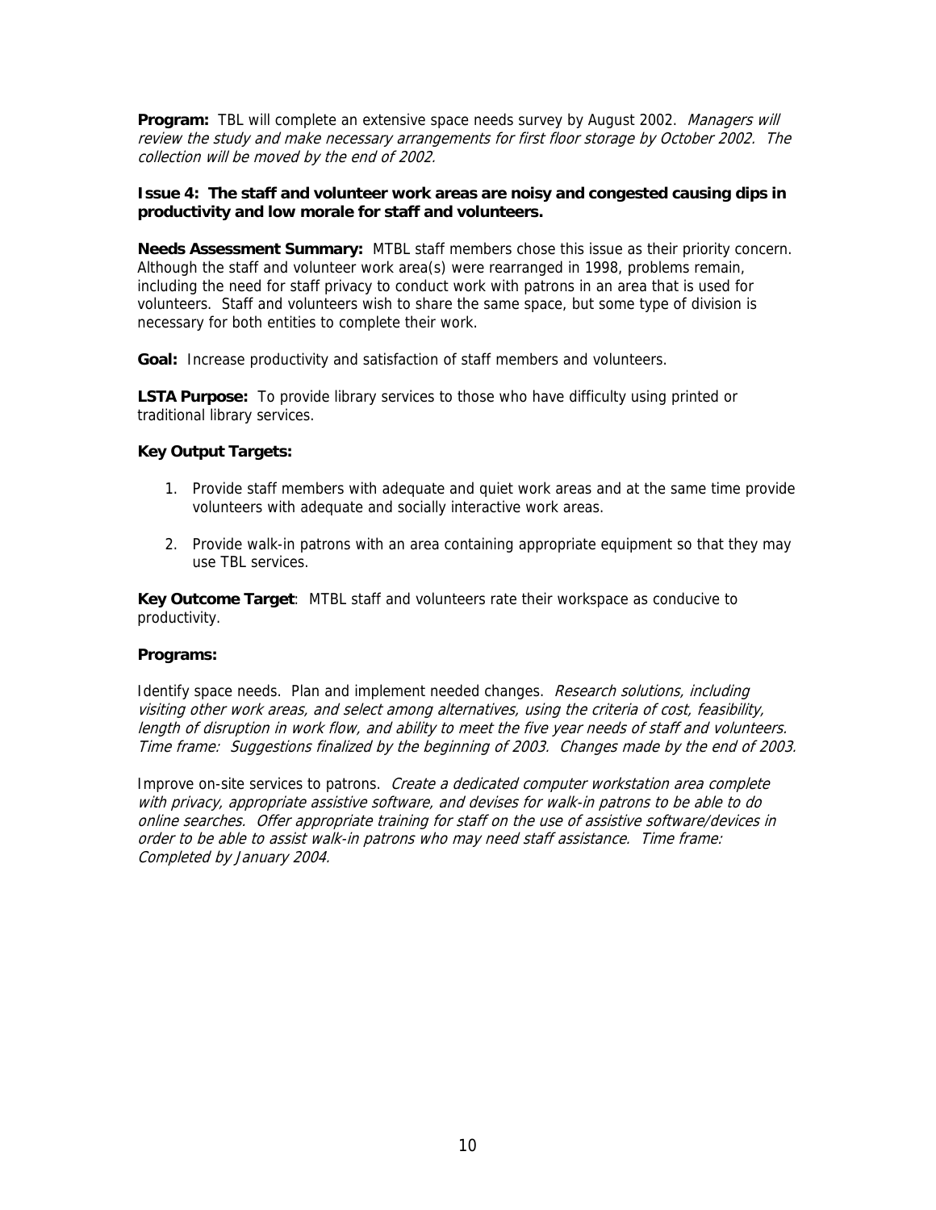**Program:** TBL will complete an extensive space needs survey by August 2002. *Managers will review the study and make necessary arrangements for first floor storage by October 2002. The collection will be moved by the end of 2002.*

**Issue 4: The staff and volunteer work areas are noisy and congested causing dips in productivity and low morale for staff and volunteers.**

**Needs Assessment Summary:** MTBL staff members chose this issue as their priority concern. Although the staff and volunteer work area(s) were rearranged in 1998, problems remain, including the need for staff privacy to conduct work with patrons in an area that is used for volunteers. Staff and volunteers wish to share the same space, but some type of division is necessary for both entities to complete their work.

**Goal:** Increase productivity and satisfaction of staff members and volunteers.

**LSTA Purpose:** To provide library services to those who have difficulty using printed or traditional library services.

**Key Output Targets:**

1. Provide staff members with adequate and quiet work areas and at the same time provide volunteers with adequate and socially interactive work areas.

2. Provide walk-in patrons with an area containing appropriate equipment so that they may use TBL services.

**Key Outcome Target**: MTBL staff and volunteers rate their workspace as conducive to productivity.

**Programs:**

Identify space needs. Plan and implement needed changes. *Research solutions, including visiting other work areas, and select among alternatives, using the criteria of cost, feasibility, length of disruption in work flow, and ability to meet the five year needs of staff and volunteers. Time frame: Suggestions finalized by the beginning of 2003. Changes made by the end of 2003.*

Improve on-site services to patrons. *Create a dedicated computer workstation area complete with privacy, appropriate assistive software, and devises for walk-in patrons to be able to do online searches. Offer appropriate training for staff on the use of assistive software/devices in order to be able to assist walk-in patrons who may need staff assistance. Time frame: Completed by January 2004.*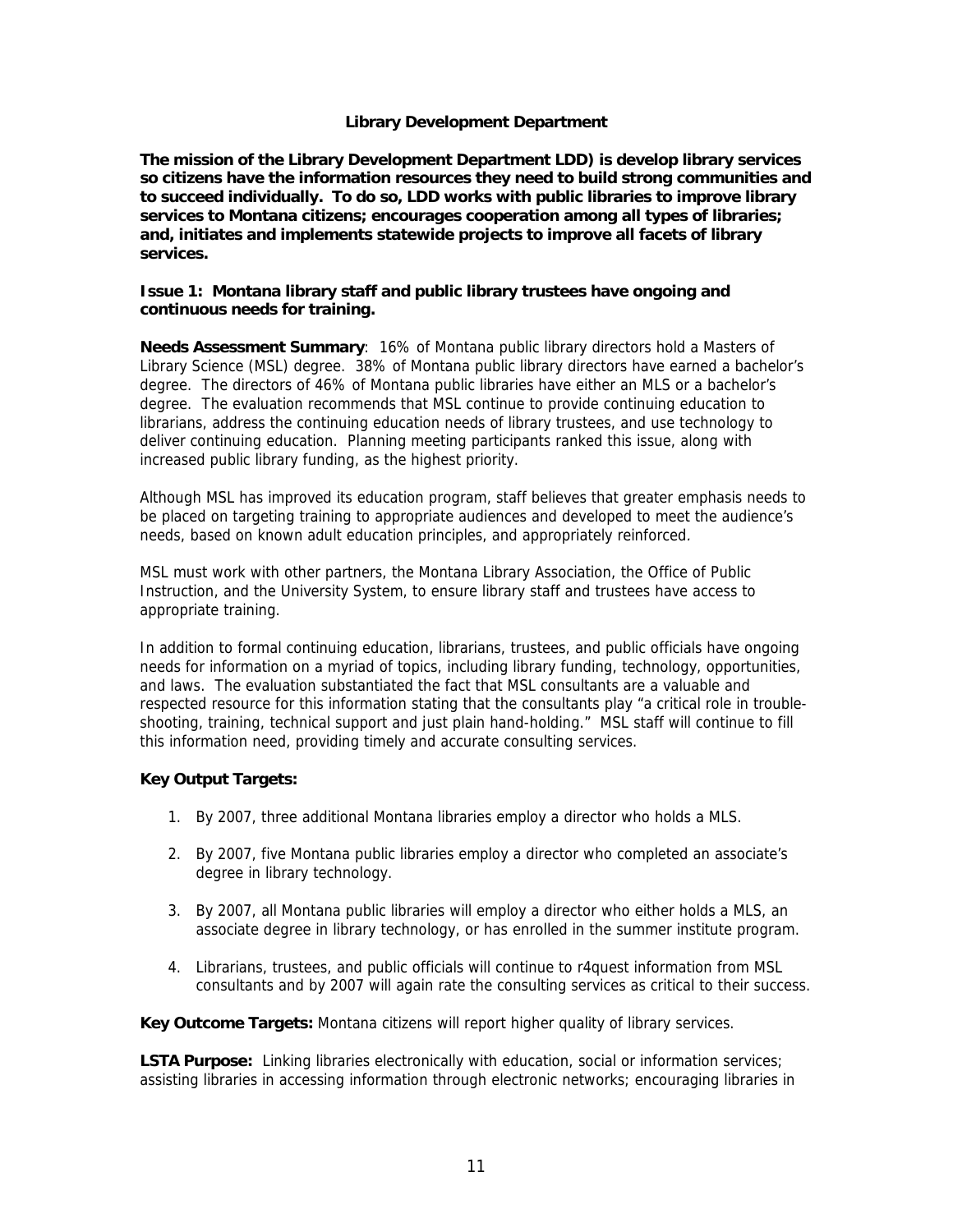## Library Development Department

**The mission of the Library Development Department LDD) is develop library services so citizens have the information resources they need to build strong communities and to succeed individually. To do so, LDD works with public libraries to improve library services to Montana citizens; encourages cooperation among all types of libraries; and, initiates and implements statewide projects to improve all facets of library services.**

### Issue 1: Montana library staff and public library trustees have ongoing and continuous needs for training.

**Needs Assessment Summary**: 16% of Montana public library directors hold a Masters of Library Science (MSL) degree. 38% of Montana public library directors have earned a bachelor's degree. The directors of 46% of Montana public libraries have either an MLS or a bachelor's degree. The evaluation recommends that MSL continue to provide continuing education to librarians, address the continuing education needs of library trustees, and use technology to deliver continuing education. Planning meeting participants ranked this issue, along with increased public library funding, as the highest priority.

Although MSL has improved its education program, staff believes that greater emphasis needs to be placed on targeting training to appropriate audiences and developed to meet the audience's needs, based on known adult education principles, and appropriately reinforced.

MSL must work with other partners, the Montana Library Association, the Office of Public Instruction, and the University System, to ensure library staff and trustees have access to appropriate training.

In addition to formal continuing education, librarians, trustees, and public officials have ongoing needs for information on a myriad of topics, including library funding, technology, opportunities, and laws. The evaluation substantiated the fact that MSL consultants are a valuable and respected resource for this information stating that the consultants play "a critical role in trouble-shooting, training, technical support and just plain hand-holding." MSL staff will continue to fill this information need, providing timely and accurate consulting services.

**Key Output Targets:**

1. By 2007, three additional Montana libraries employ a director who holds a MLS.
2. By 2007, five Montana public libraries employ a director who completed an associate's degree in library technology.
3. By 2007, all Montana public libraries will employ a director who either holds a MLS, an associate degree in library technology, or has enrolled in the summer institute program.
4. Librarians, trustees, and public officials will continue to r4quest information from MSL consultants and by 2007 will again rate the consulting services as critical to their success.

**Key Outcome Targets:** Montana citizens will report higher quality of library services.

**LSTA Purpose:** Linking libraries electronically with education, social or information services; assisting libraries in accessing information through electronic networks; encouraging libraries in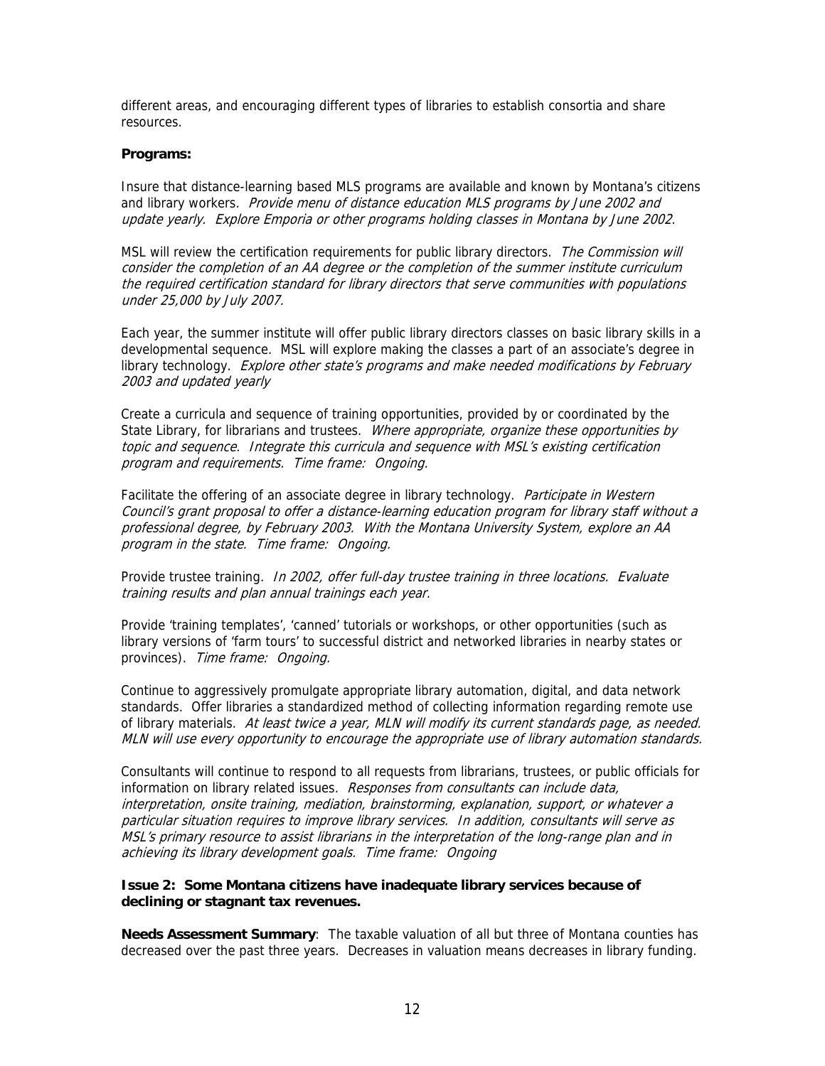different areas, and encouraging different types of libraries to establish consortia and share resources.

**Programs:**

Insure that distance-learning based MLS programs are available and known by Montana's citizens and library workers. *Provide menu of distance education MLS programs by June 2002 and update yearly. Explore Emporia or other programs holding classes in Montana by June 2002.*

MSL will review the certification requirements for public library directors. *The Commission will consider the completion of an AA degree or the completion of the summer institute curriculum the required certification standard for library directors that serve communities with populations under 25,000 by July 2007.*

Each year, the summer institute will offer public library directors classes on basic library skills in a developmental sequence. MSL will explore making the classes a part of an associate's degree in library technology. *Explore other state's programs and make needed modifications by February 2003 and updated yearly*

Create a curricula and sequence of training opportunities, provided by or coordinated by the State Library, for librarians and trustees. *Where appropriate, organize these opportunities by topic and sequence. Integrate this curricula and sequence with MSL's existing certification program and requirements. Time frame: Ongoing.*

Facilitate the offering of an associate degree in library technology. *Participate in Western Council's grant proposal to offer a distance-learning education program for library staff without a professional degree, by February 2003. With the Montana University System, explore an AA program in the state. Time frame: Ongoing.*

Provide trustee training. *In 2002, offer full-day trustee training in three locations. Evaluate training results and plan annual trainings each year.*

Provide 'training templates', 'canned' tutorials or workshops, or other opportunities (such as library versions of 'farm tours' to successful district and networked libraries in nearby states or provinces). *Time frame: Ongoing.*

Continue to aggressively promulgate appropriate library automation, digital, and data network standards. Offer libraries a standardized method of collecting information regarding remote use of library materials. *At least twice a year, MLN will modify its current standards page, as needed. MLN will use every opportunity to encourage the appropriate use of library automation standards.*

Consultants will continue to respond to all requests from librarians, trustees, or public officials for information on library related issues*. Responses from consultants can include data, interpretation, onsite training, mediation, brainstorming, explanation, support, or whatever a particular situation requires to improve library services. In addition, consultants will serve as MSL's primary resource to assist librarians in the interpretation of the long-range plan and in achieving its library development goals. Time frame: Ongoing*

### Issue 2: Some Montana citizens have inadequate library services because of declining or stagnant tax revenues.

**Needs Assessment Summary**: The taxable valuation of all but three of Montana counties has decreased over the past three years. Decreases in valuation means decreases in library funding.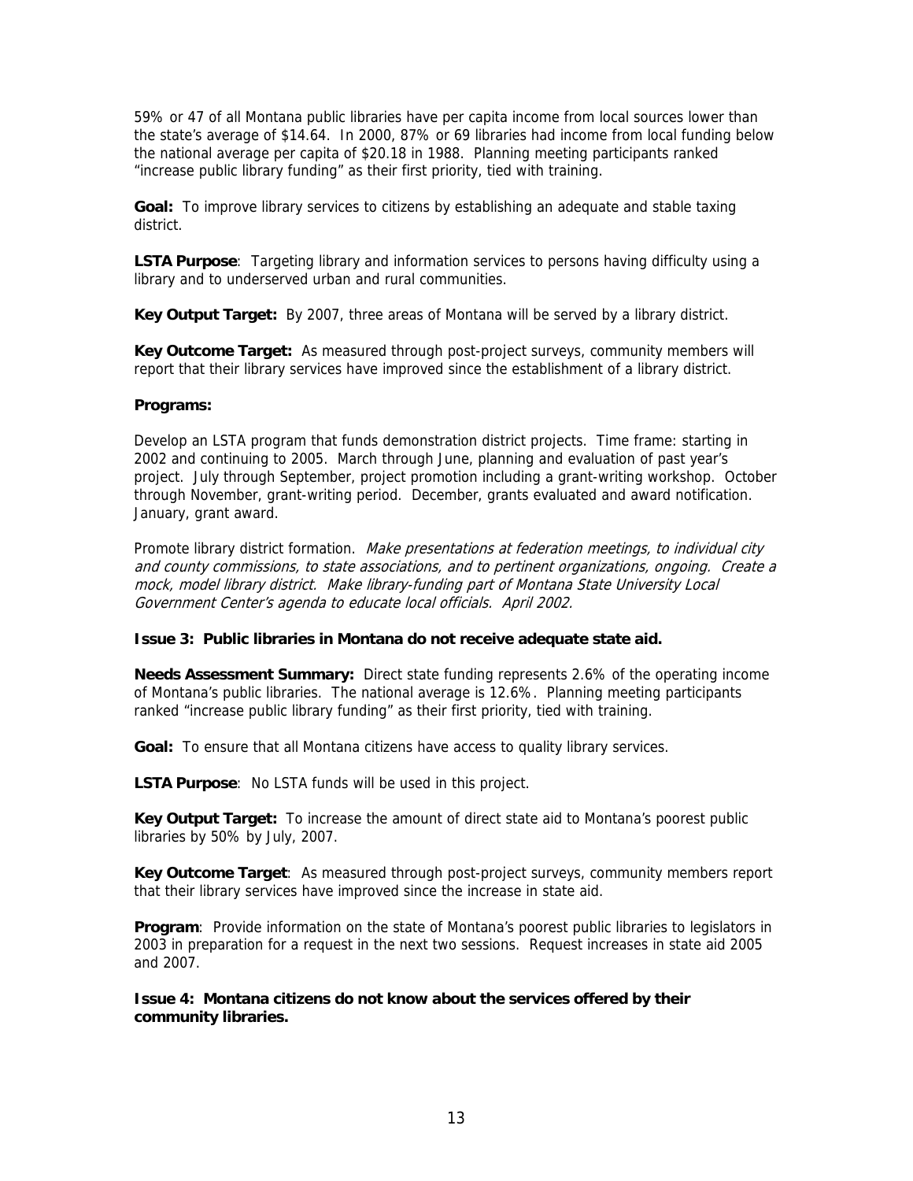59% or 47 of all Montana public libraries have per capita income from local sources lower than the state's average of $14.64. In 2000, 87% or 69 libraries had income from local funding below the national average per capita of $20.18 in 1988. Planning meeting participants ranked "increase public library funding" as their first priority, tied with training.

**Goal:** To improve library services to citizens by establishing an adequate and stable taxing district.

**LSTA Purpose**: Targeting library and information services to persons having difficulty using a library and to underserved urban and rural communities.

**Key Output Target:** By 2007, three areas of Montana will be served by a library district.

**Key Outcome Target:** As measured through post-project surveys, community members will report that their library services have improved since the establishment of a library district.

**Programs:**

Develop an LSTA program that funds demonstration district projects. Time frame: starting in 2002 and continuing to 2005. March through June, planning and evaluation of past year's project. July through September, project promotion including a grant-writing workshop. October through November, grant-writing period. December, grants evaluated and award notification. January, grant award.

Promote library district formation. *Make presentations at federation meetings, to individual city and county commissions, to state associations, and to pertinent organizations, ongoing. Create a mock, model library district. Make library-funding part of Montana State University Local Government Center's agenda to educate local officials. April 2002.*

**Issue 3: Public libraries in Montana do not receive adequate state aid.**

**Needs Assessment Summary:** Direct state funding represents 2.6% of the operating income of Montana's public libraries. The national average is 12.6%. Planning meeting participants ranked "increase public library funding" as their first priority, tied with training.

**Goal:** To ensure that all Montana citizens have access to quality library services.

**LSTA Purpose**: No LSTA funds will be used in this project.

**Key Output Target:** To increase the amount of direct state aid to Montana's poorest public libraries by 50% by July, 2007.

**Key Outcome Target**: As measured through post-project surveys, community members report that their library services have improved since the increase in state aid.

**Program**: Provide information on the state of Montana's poorest public libraries to legislators in 2003 in preparation for a request in the next two sessions. Request increases in state aid 2005 and 2007.

**Issue 4: Montana citizens do not know about the services offered by their community libraries.**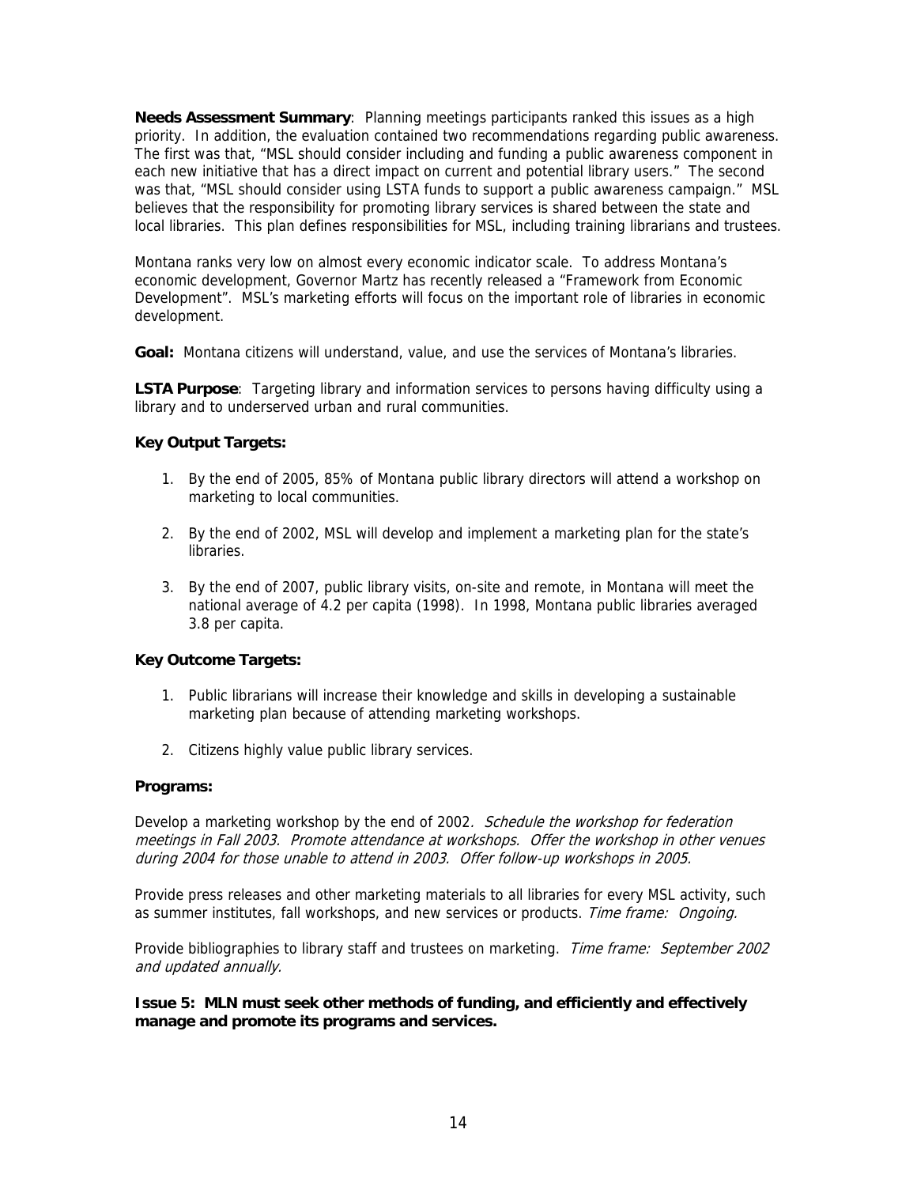**Needs Assessment Summary**: Planning meetings participants ranked this issues as a high priority. In addition, the evaluation contained two recommendations regarding public awareness. The first was that, "MSL should consider including and funding a public awareness component in each new initiative that has a direct impact on current and potential library users." The second was that, "MSL should consider using LSTA funds to support a public awareness campaign." MSL believes that the responsibility for promoting library services is shared between the state and local libraries. This plan defines responsibilities for MSL, including training librarians and trustees.

Montana ranks very low on almost every economic indicator scale. To address Montana's economic development, Governor Martz has recently released a "Framework from Economic Development". MSL's marketing efforts will focus on the important role of libraries in economic development.

**Goal:** Montana citizens will understand, value, and use the services of Montana's libraries.

**LSTA Purpose**: Targeting library and information services to persons having difficulty using a library and to underserved urban and rural communities.

**Key Output Targets:**

1. By the end of 2005, 85% of Montana public library directors will attend a workshop on marketing to local communities.
2. By the end of 2002, MSL will develop and implement a marketing plan for the state's libraries.
3. By the end of 2007, public library visits, on-site and remote, in Montana will meet the national average of 4.2 per capita (1998). In 1998, Montana public libraries averaged 3.8 per capita.

**Key Outcome Targets:**

1. Public librarians will increase their knowledge and skills in developing a sustainable marketing plan because of attending marketing workshops.
2. Citizens highly value public library services.

**Programs:**

Develop a marketing workshop by the end of 2002*. Schedule the workshop for federation meetings in Fall 2003. Promote attendance at workshops. Offer the workshop in other venues during 2004 for those unable to attend in 2003. Offer follow-up workshops in 2005.*

Provide press releases and other marketing materials to all libraries for every MSL activity, such as summer institutes, fall workshops, and new services or products. *Time frame: Ongoing.*

Provide bibliographies to library staff and trustees on marketing. *Time frame: September 2002 and updated annually.*

**Issue 5: MLN must seek other methods of funding, and efficiently and effectively manage and promote its programs and services.**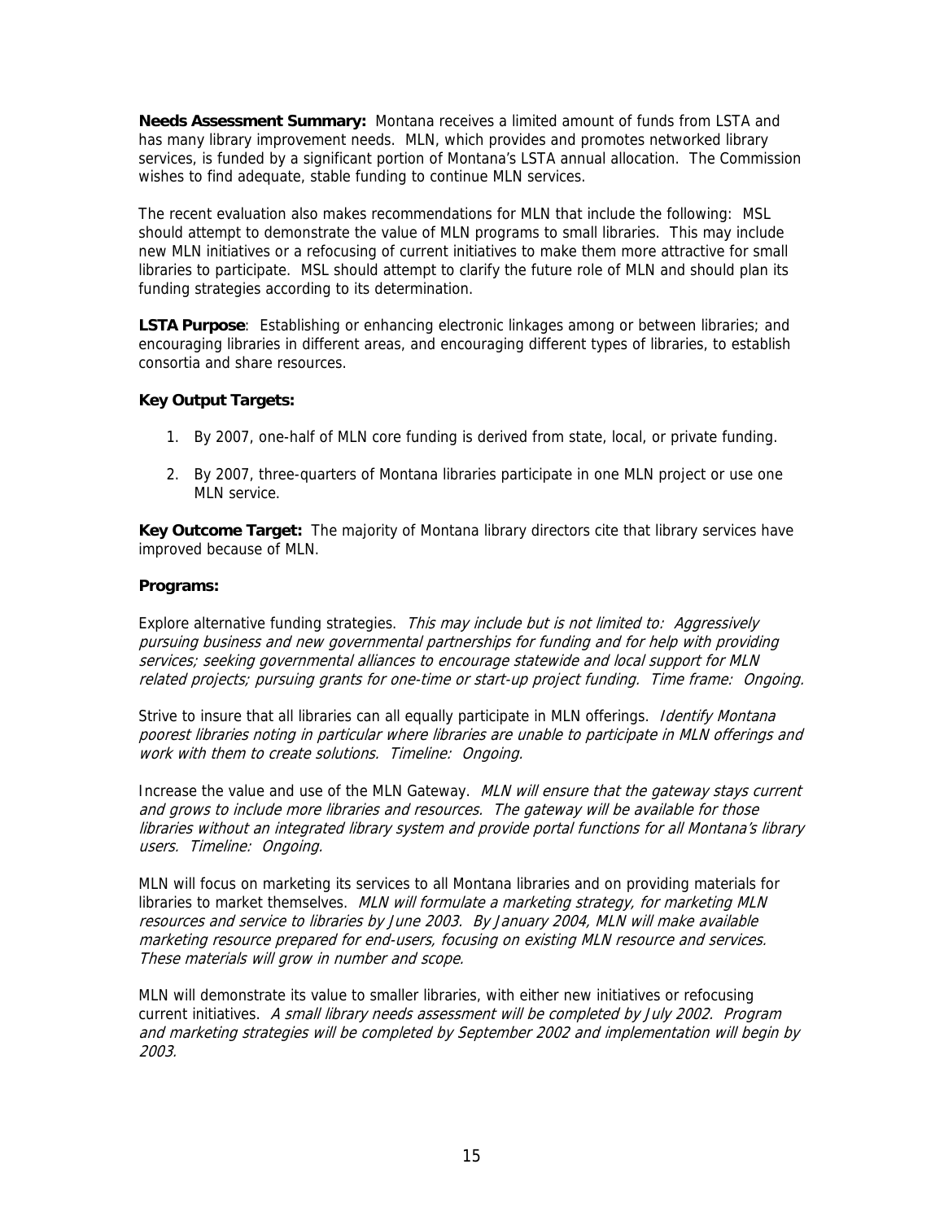**Needs Assessment Summary:** Montana receives a limited amount of funds from LSTA and has many library improvement needs. MLN, which provides and promotes networked library services, is funded by a significant portion of Montana's LSTA annual allocation. The Commission wishes to find adequate, stable funding to continue MLN services.

The recent evaluation also makes recommendations for MLN that include the following: MSL should attempt to demonstrate the value of MLN programs to small libraries. This may include new MLN initiatives or a refocusing of current initiatives to make them more attractive for small libraries to participate. MSL should attempt to clarify the future role of MLN and should plan its funding strategies according to its determination.

**LSTA Purpose**: Establishing or enhancing electronic linkages among or between libraries; and encouraging libraries in different areas, and encouraging different types of libraries, to establish consortia and share resources.

**Key Output Targets:**

1. By 2007, one-half of MLN core funding is derived from state, local, or private funding.

2. By 2007, three-quarters of Montana libraries participate in one MLN project or use one MLN service.

**Key Outcome Target:** The majority of Montana library directors cite that library services have improved because of MLN.

**Programs:**

Explore alternative funding strategies. *This may include but is not limited to: Aggressively pursuing business and new governmental partnerships for funding and for help with providing services; seeking governmental alliances to encourage statewide and local support for MLN related projects; pursuing grants for one-time or start-up project funding. Time frame: Ongoing.*

Strive to insure that all libraries can all equally participate in MLN offerings. *Identify Montana poorest libraries noting in particular where libraries are unable to participate in MLN offerings and work with them to create solutions. Timeline: Ongoing.*

Increase the value and use of the MLN Gateway. *MLN will ensure that the gateway stays current and grows to include more libraries and resources. The gateway will be available for those libraries without an integrated library system and provide portal functions for all Montana's library users. Timeline: Ongoing.*

MLN will focus on marketing its services to all Montana libraries and on providing materials for libraries to market themselves. *MLN will formulate a marketing strategy, for marketing MLN resources and service to libraries by June 2003. By January 2004, MLN will make available marketing resource prepared for end-users, focusing on existing MLN resource and services. These materials will grow in number and scope.*

MLN will demonstrate its value to smaller libraries, with either new initiatives or refocusing current initiatives. *A small library needs assessment will be completed by July 2002. Program and marketing strategies will be completed by September 2002 and implementation will begin by 2003.*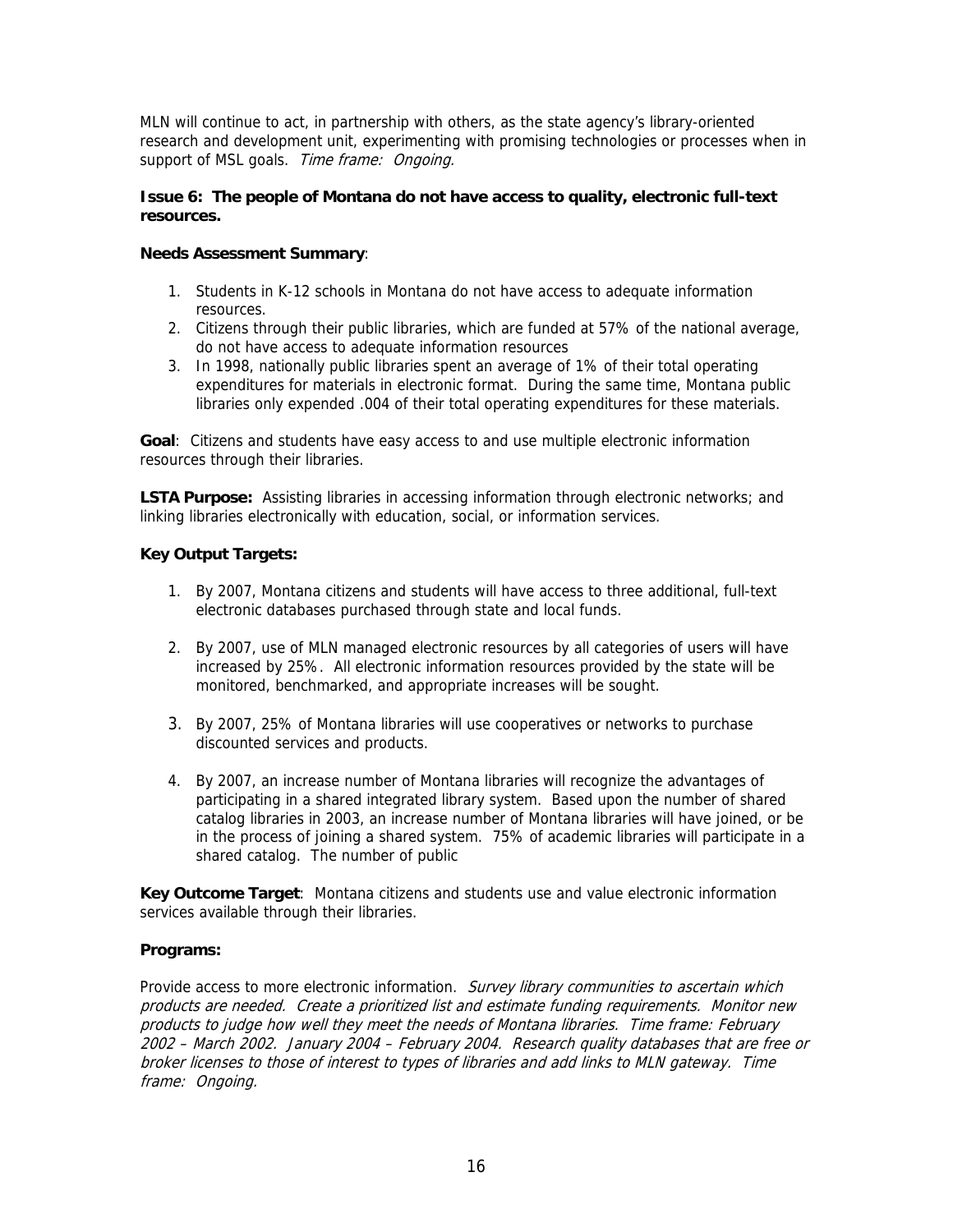MLN will continue to act, in partnership with others, as the state agency's library-oriented research and development unit, experimenting with promising technologies or processes when in support of MSL goals. *Time frame: Ongoing.*

**Issue 6: The people of Montana do not have access to quality, electronic full-text resources.**

**Needs Assessment Summary**:

1. Students in K-12 schools in Montana do not have access to adequate information resources.
2. Citizens through their public libraries, which are funded at 57% of the national average, do not have access to adequate information resources
3. In 1998, nationally public libraries spent an average of 1% of their total operating expenditures for materials in electronic format. During the same time, Montana public libraries only expended .004 of their total operating expenditures for these materials.

**Goal**: Citizens and students have easy access to and use multiple electronic information resources through their libraries.

**LSTA Purpose:** Assisting libraries in accessing information through electronic networks; and linking libraries electronically with education, social, or information services.

**Key Output Targets:**

1. By 2007, Montana citizens and students will have access to three additional, full-text electronic databases purchased through state and local funds.

2. By 2007, use of MLN managed electronic resources by all categories of users will have increased by 25%. All electronic information resources provided by the state will be monitored, benchmarked, and appropriate increases will be sought.

3. By 2007, 25% of Montana libraries will use cooperatives or networks to purchase discounted services and products.

4. By 2007, an increase number of Montana libraries will recognize the advantages of participating in a shared integrated library system. Based upon the number of shared catalog libraries in 2003, an increase number of Montana libraries will have joined, or be in the process of joining a shared system. 75% of academic libraries will participate in a shared catalog. The number of public

**Key Outcome Target**: Montana citizens and students use and value electronic information services available through their libraries.

**Programs:**

Provide access to more electronic information. *Survey library communities to ascertain which products are needed. Create a prioritized list and estimate funding requirements. Monitor new products to judge how well they meet the needs of Montana libraries. Time frame: February 2002 – March 2002. January 2004 – February 2004. Research quality databases that are free or broker licenses to those of interest to types of libraries and add links to MLN gateway. Time frame: Ongoing.*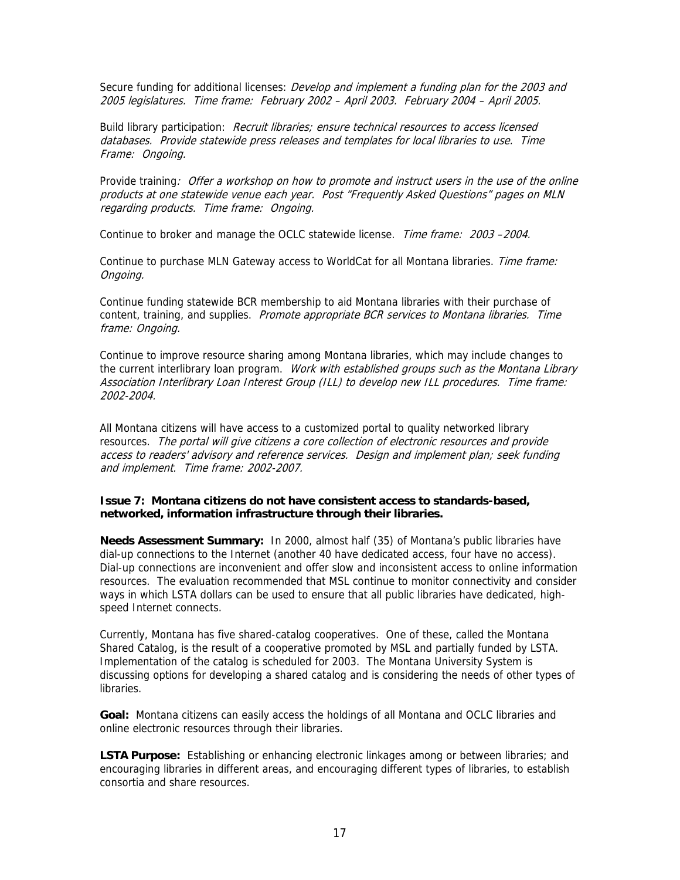Secure funding for additional licenses: *Develop and implement a funding plan for the 2003 and 2005 legislatures. Time frame: February 2002 – April 2003. February 2004 – April 2005.*

Build library participation: *Recruit libraries; ensure technical resources to access licensed databases. Provide statewide press releases and templates for local libraries to use. Time Frame: Ongoing.*

Provide training*: Offer a workshop on how to promote and instruct users in the use of the online products at one statewide venue each year. Post "Frequently Asked Questions" pages on MLN regarding products. Time frame: Ongoing.*

Continue to broker and manage the OCLC statewide license. *Time frame: 2003 –2004.*

Continue to purchase MLN Gateway access to WorldCat for all Montana libraries. *Time frame: Ongoing.*

Continue funding statewide BCR membership to aid Montana libraries with their purchase of content, training, and supplies. *Promote appropriate BCR services to Montana libraries. Time frame: Ongoing.*

Continue to improve resource sharing among Montana libraries, which may include changes to the current interlibrary loan program. *Work with established groups such as the Montana Library Association Interlibrary Loan Interest Group (ILL) to develop new ILL procedures. Time frame: 2002-2004.*

All Montana citizens will have access to a customized portal to quality networked library resources. *The portal will give citizens a core collection of electronic resources and provide access to readers' advisory and reference services. Design and implement plan; seek funding and implement. Time frame: 2002-2007.*

**Issue 7: Montana citizens do not have consistent access to standards-based, networked, information infrastructure through their libraries.**

**Needs Assessment Summary:** In 2000, almost half (35) of Montana's public libraries have dial-up connections to the Internet (another 40 have dedicated access, four have no access). Dial-up connections are inconvenient and offer slow and inconsistent access to online information resources. The evaluation recommended that MSL continue to monitor connectivity and consider ways in which LSTA dollars can be used to ensure that all public libraries have dedicated, high-speed Internet connects.

Currently, Montana has five shared-catalog cooperatives. One of these, called the Montana Shared Catalog, is the result of a cooperative promoted by MSL and partially funded by LSTA. Implementation of the catalog is scheduled for 2003. The Montana University System is discussing options for developing a shared catalog and is considering the needs of other types of libraries.

**Goal:** Montana citizens can easily access the holdings of all Montana and OCLC libraries and online electronic resources through their libraries.

**LSTA Purpose:** Establishing or enhancing electronic linkages among or between libraries; and encouraging libraries in different areas, and encouraging different types of libraries, to establish consortia and share resources.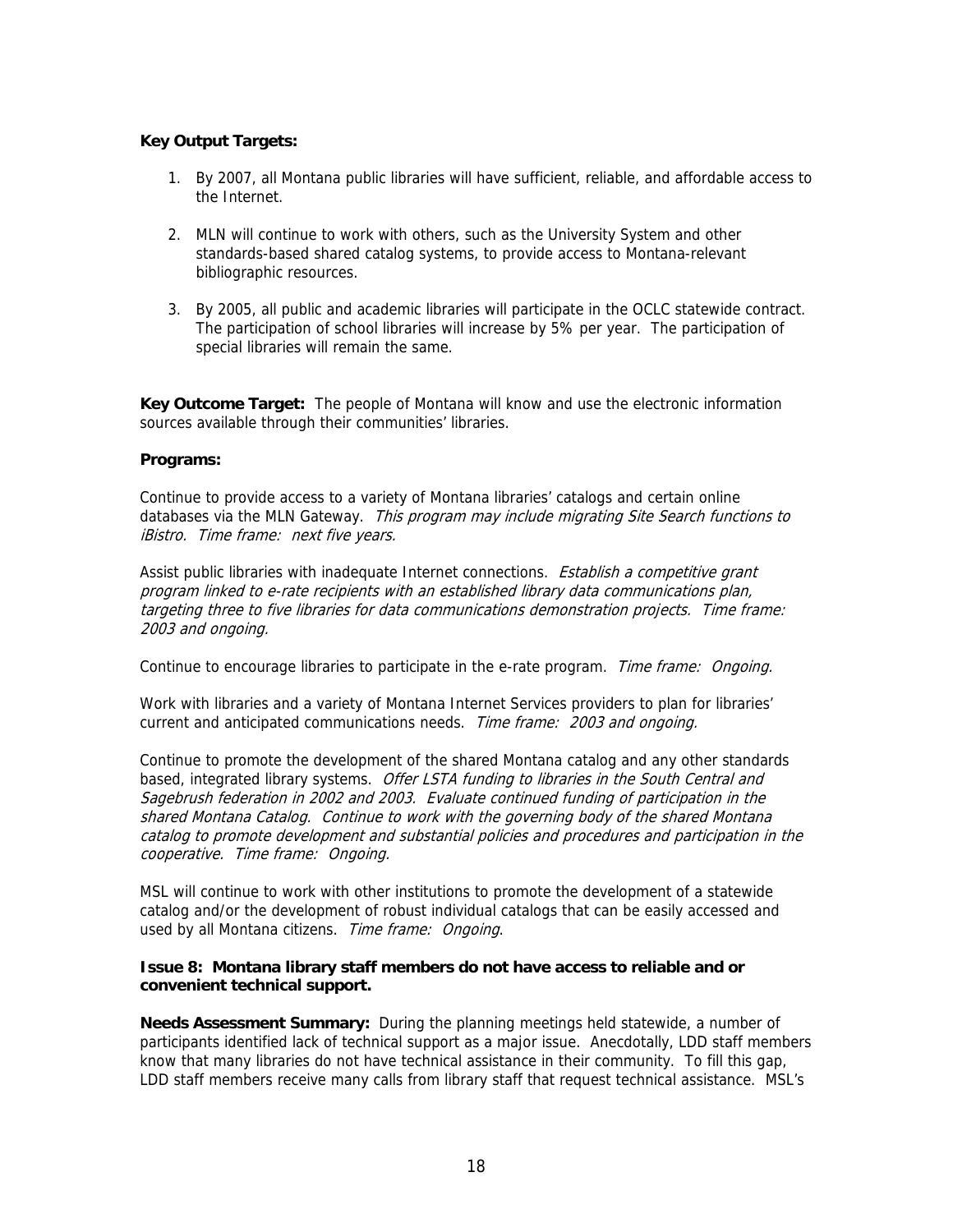**Key Output Targets:**

1. By 2007, all Montana public libraries will have sufficient, reliable, and affordable access to the Internet.

2. MLN will continue to work with others, such as the University System and other standards-based shared catalog systems, to provide access to Montana-relevant bibliographic resources.

3. By 2005, all public and academic libraries will participate in the OCLC statewide contract. The participation of school libraries will increase by 5% per year. The participation of special libraries will remain the same.

**Key Outcome Target:** The people of Montana will know and use the electronic information sources available through their communities' libraries.

**Programs:**

Continue to provide access to a variety of Montana libraries' catalogs and certain online databases via the MLN Gateway. *This program may include migrating Site Search functions to iBistro. Time frame: next five years.*

Assist public libraries with inadequate Internet connections. *Establish a competitive grant program linked to e-rate recipients with an established library data communications plan, targeting three to five libraries for data communications demonstration projects. Time frame: 2003 and ongoing.*

Continue to encourage libraries to participate in the e-rate program. *Time frame: Ongoing*.

Work with libraries and a variety of Montana Internet Services providers to plan for libraries' current and anticipated communications needs. *Time frame: 2003 and ongoing.*

Continue to promote the development of the shared Montana catalog and any other standards based, integrated library systems. *Offer LSTA funding to libraries in the South Central and Sagebrush federation in 2002 and 2003. Evaluate continued funding of participation in the shared Montana Catalog. Continue to work with the governing body of the shared Montana catalog to promote development and substantial policies and procedures and participation in the cooperative. Time frame: Ongoing.*

MSL will continue to work with other institutions to promote the development of a statewide catalog and/or the development of robust individual catalogs that can be easily accessed and used by all Montana citizens. *Time frame: Ongoing*.

**Issue 8: Montana library staff members do not have access to reliable and or convenient technical support.**

**Needs Assessment Summary:** During the planning meetings held statewide, a number of participants identified lack of technical support as a major issue. Anecdotally, LDD staff members know that many libraries do not have technical assistance in their community. To fill this gap, LDD staff members receive many calls from library staff that request technical assistance. MSL's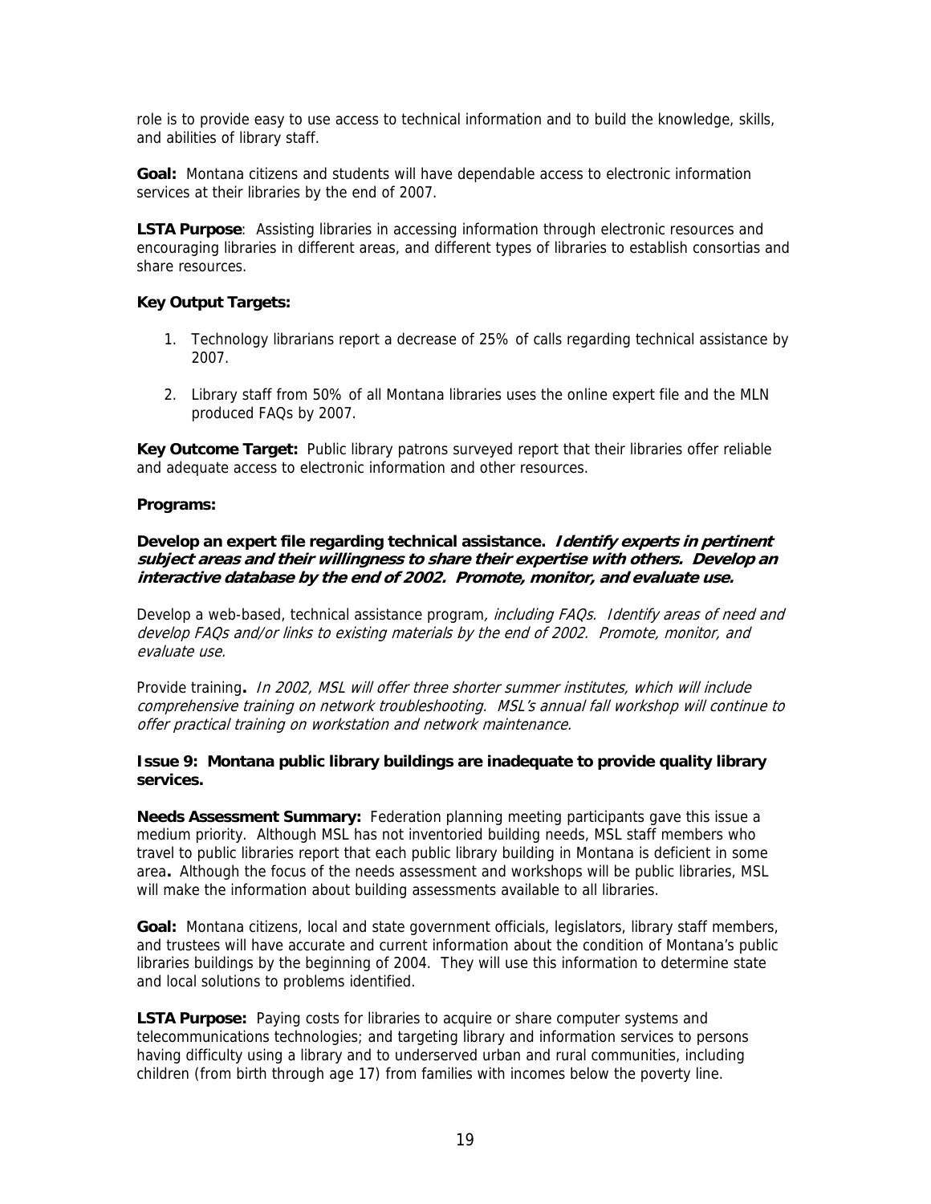role is to provide easy to use access to technical information and to build the knowledge, skills, and abilities of library staff.

**Goal:** Montana citizens and students will have dependable access to electronic information services at their libraries by the end of 2007.

**LSTA Purpose**: Assisting libraries in accessing information through electronic resources and encouraging libraries in different areas, and different types of libraries to establish consortias and share resources.

**Key Output Targets:**

1. Technology librarians report a decrease of 25% of calls regarding technical assistance by 2007.

2. Library staff from 50% of all Montana libraries uses the online expert file and the MLN produced FAQs by 2007.

**Key Outcome Target:** Public library patrons surveyed report that their libraries offer reliable and adequate access to electronic information and other resources.

**Programs:**

**Develop an expert file regarding technical assistance. *Identify experts in pertinent subject areas and their willingness to share their expertise with others. Develop an interactive database by the end of 2002. Promote, monitor, and evaluate use.***

Develop a web-based, technical assistance program*, including FAQs. Identify areas of need and develop FAQs and/or links to existing materials by the end of 2002. Promote, monitor, and evaluate use.*

Provide training**.** *In 2002, MSL will offer three shorter summer institutes, which will include comprehensive training on network troubleshooting. MSL's annual fall workshop will continue to offer practical training on workstation and network maintenance.*

**Issue 9: Montana public library buildings are inadequate to provide quality library services.**

**Needs Assessment Summary:** Federation planning meeting participants gave this issue a medium priority. Although MSL has not inventoried building needs, MSL staff members who travel to public libraries report that each public library building in Montana is deficient in some area**.** Although the focus of the needs assessment and workshops will be public libraries, MSL will make the information about building assessments available to all libraries.

**Goal:** Montana citizens, local and state government officials, legislators, library staff members, and trustees will have accurate and current information about the condition of Montana's public libraries buildings by the beginning of 2004. They will use this information to determine state and local solutions to problems identified.

**LSTA Purpose:** Paying costs for libraries to acquire or share computer systems and telecommunications technologies; and targeting library and information services to persons having difficulty using a library and to underserved urban and rural communities, including children (from birth through age 17) from families with incomes below the poverty line.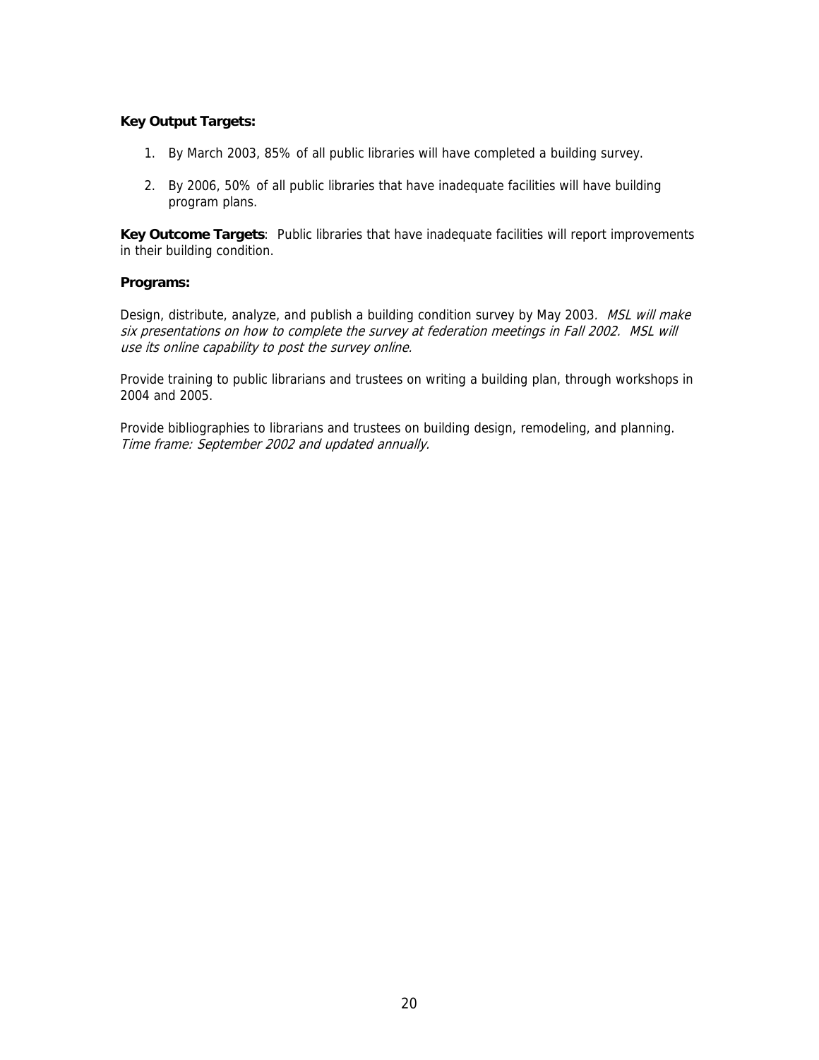**Key Output Targets:**

1. By March 2003, 85% of all public libraries will have completed a building survey.

2. By 2006, 50% of all public libraries that have inadequate facilities will have building program plans.

**Key Outcome Targets**: Public libraries that have inadequate facilities will report improvements in their building condition.

**Programs:**

Design, distribute, analyze, and publish a building condition survey by May 2003*. MSL will make six presentations on how to complete the survey at federation meetings in Fall 2002. MSL will use its online capability to post the survey online.*

Provide training to public librarians and trustees on writing a building plan, through workshops in 2004 and 2005.

Provide bibliographies to librarians and trustees on building design, remodeling, and planning. *Time frame: September 2002 and updated annually.*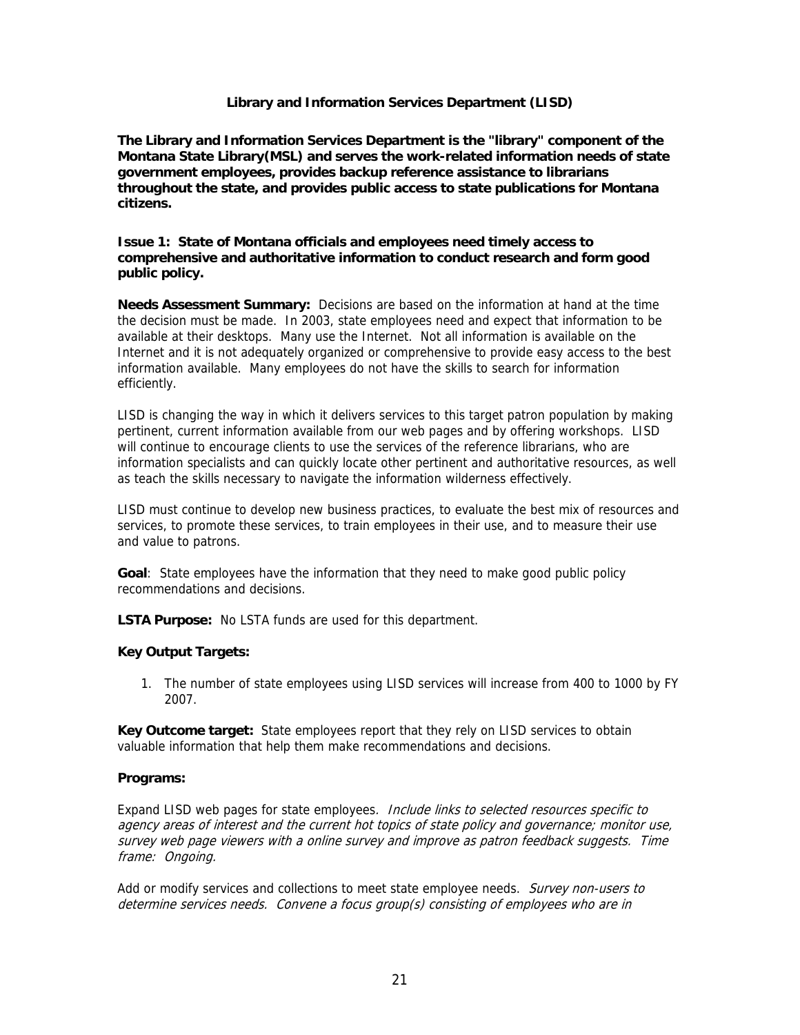## Library and Information Services Department (LISD)

**The Library and Information Services Department is the "library" component of the Montana State Library(MSL) and serves the work-related information needs of state government employees, provides backup reference assistance to librarians throughout the state, and provides public access to state publications for Montana citizens.**

### Issue 1: State of Montana officials and employees need timely access to comprehensive and authoritative information to conduct research and form good public policy.

**Needs Assessment Summary:** Decisions are based on the information at hand at the time the decision must be made. In 2003, state employees need and expect that information to be available at their desktops. Many use the Internet. Not all information is available on the Internet and it is not adequately organized or comprehensive to provide easy access to the best information available. Many employees do not have the skills to search for information efficiently.

LISD is changing the way in which it delivers services to this target patron population by making pertinent, current information available from our web pages and by offering workshops. LISD will continue to encourage clients to use the services of the reference librarians, who are information specialists and can quickly locate other pertinent and authoritative resources, as well as teach the skills necessary to navigate the information wilderness effectively.

LISD must continue to develop new business practices, to evaluate the best mix of resources and services, to promote these services, to train employees in their use, and to measure their use and value to patrons.

**Goal**: State employees have the information that they need to make good public policy recommendations and decisions.

**LSTA Purpose:** No LSTA funds are used for this department.

**Key Output Targets:**

1. The number of state employees using LISD services will increase from 400 to 1000 by FY 2007.

**Key Outcome target:** State employees report that they rely on LISD services to obtain valuable information that help them make recommendations and decisions.

**Programs:**

Expand LISD web pages for state employees. *Include links to selected resources specific to agency areas of interest and the current hot topics of state policy and governance; monitor use, survey web page viewers with a online survey and improve as patron feedback suggests. Time frame: Ongoing.*

Add or modify services and collections to meet state employee needs. *Survey non-users to determine services needs. Convene a focus group(s) consisting of employees who are in*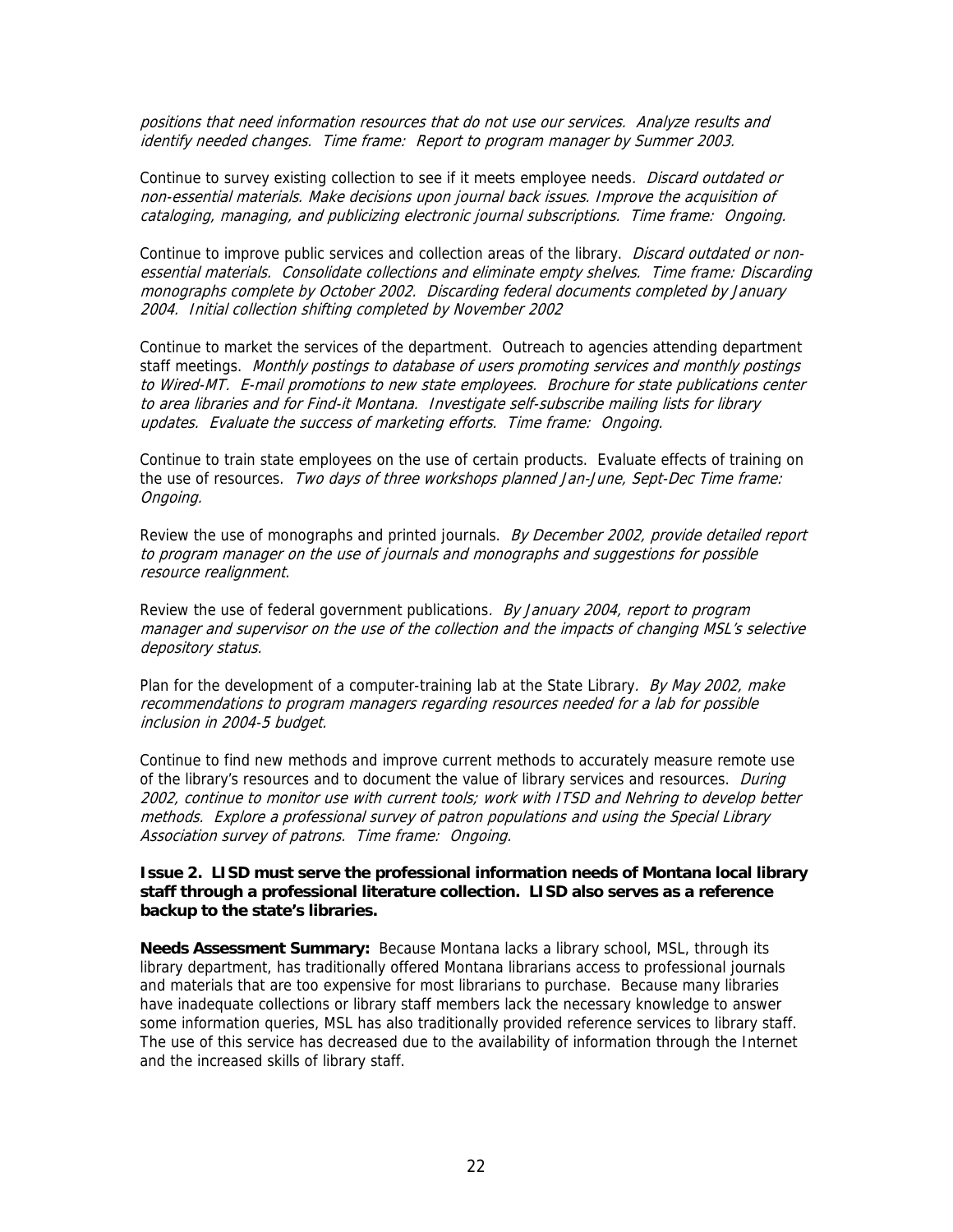*positions that need information resources that do not use our services. Analyze results and identify needed changes. Time frame: Report to program manager by Summer 2003.*

Continue to survey existing collection to see if it meets employee needs*. Discard outdated or non-essential materials. Make decisions upon journal back issues. Improve the acquisition of cataloging, managing, and publicizing electronic journal subscriptions. Time frame: Ongoing.*

Continue to improve public services and collection areas of the library. *Discard outdated or non-essential materials. Consolidate collections and eliminate empty shelves. Time frame: Discarding monographs complete by October 2002. Discarding federal documents completed by January 2004. Initial collection shifting completed by November 2002*

Continue to market the services of the department. Outreach to agencies attending department staff meetings. *Monthly postings to database of users promoting services and monthly postings to Wired-MT. E-mail promotions to new state employees. Brochure for state publications center to area libraries and for Find-it Montana. Investigate self-subscribe mailing lists for library updates. Evaluate the success of marketing efforts. Time frame: Ongoing.*

Continue to train state employees on the use of certain products. Evaluate effects of training on the use of resources. *Two days of three workshops planned Jan-June, Sept-Dec Time frame: Ongoing.*

Review the use of monographs and printed journals. *By December 2002, provide detailed report to program manager on the use of journals and monographs and suggestions for possible resource realignment.*

Review the use of federal government publications*. By January 2004, report to program manager and supervisor on the use of the collection and the impacts of changing MSL's selective depository status.*

Plan for the development of a computer-training lab at the State Library*. By May 2002, make recommendations to program managers regarding resources needed for a lab for possible inclusion in 2004-5 budget.*

Continue to find new methods and improve current methods to accurately measure remote use of the library's resources and to document the value of library services and resources. *During 2002, continue to monitor use with current tools; work with ITSD and Nehring to develop better methods. Explore a professional survey of patron populations and using the Special Library Association survey of patrons. Time frame: Ongoing.*

**Issue 2. LISD must serve the professional information needs of Montana local library staff through a professional literature collection. LISD also serves as a reference backup to the state's libraries.**

**Needs Assessment Summary:** Because Montana lacks a library school, MSL, through its library department, has traditionally offered Montana librarians access to professional journals and materials that are too expensive for most librarians to purchase. Because many libraries have inadequate collections or library staff members lack the necessary knowledge to answer some information queries, MSL has also traditionally provided reference services to library staff. The use of this service has decreased due to the availability of information through the Internet and the increased skills of library staff.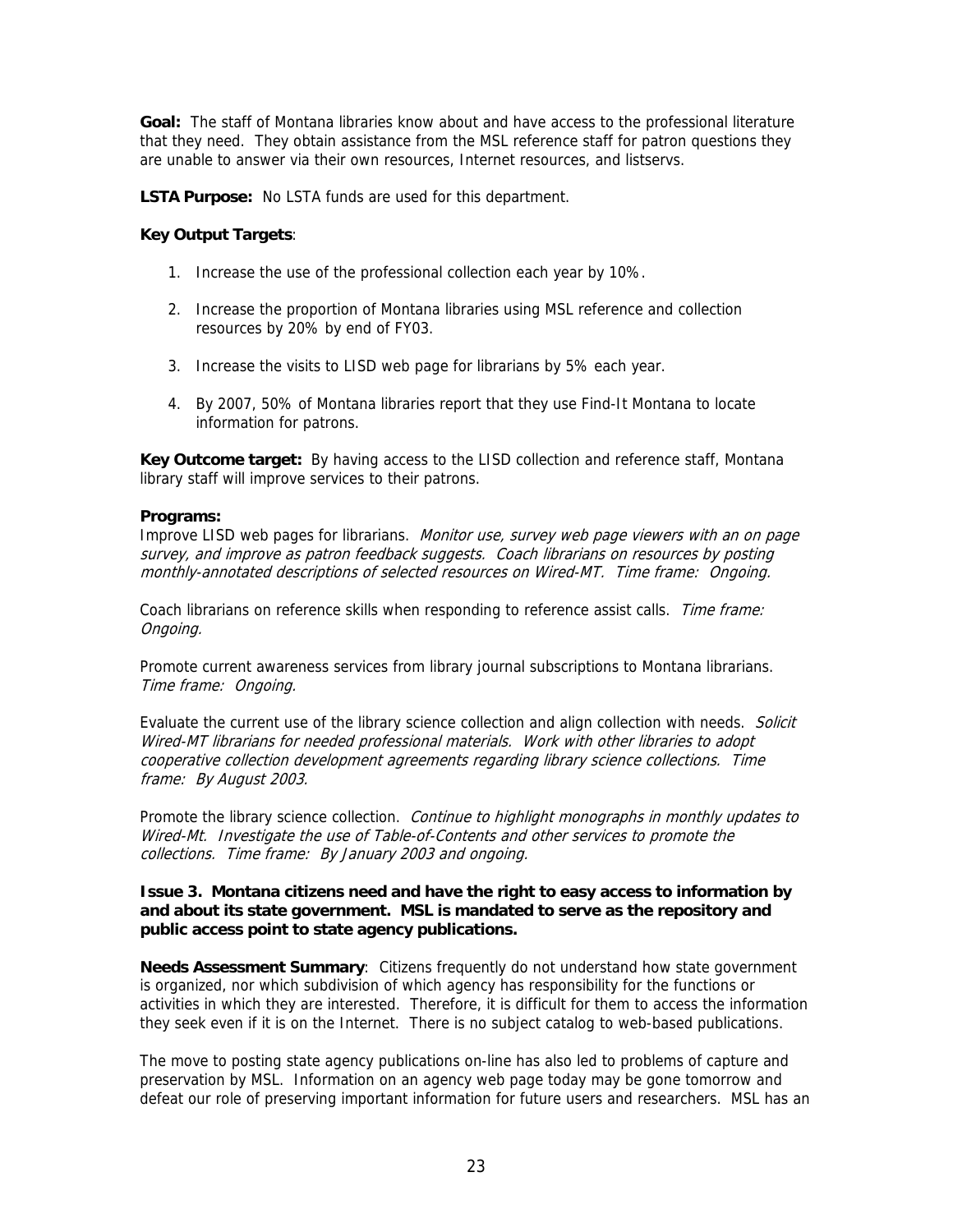**Goal:** The staff of Montana libraries know about and have access to the professional literature that they need. They obtain assistance from the MSL reference staff for patron questions they are unable to answer via their own resources, Internet resources, and listservs.

**LSTA Purpose:** No LSTA funds are used for this department.

**Key Output Targets**:

1. Increase the use of the professional collection each year by 10%.
2. Increase the proportion of Montana libraries using MSL reference and collection resources by 20% by end of FY03.
3. Increase the visits to LISD web page for librarians by 5% each year.
4. By 2007, 50% of Montana libraries report that they use Find-It Montana to locate information for patrons.

**Key Outcome target:** By having access to the LISD collection and reference staff, Montana library staff will improve services to their patrons.

**Programs:**

Improve LISD web pages for librarians. *Monitor use, survey web page viewers with an on page survey, and improve as patron feedback suggests. Coach librarians on resources by posting monthly-annotated descriptions of selected resources on Wired-MT. Time frame: Ongoing.*

Coach librarians on reference skills when responding to reference assist calls. *Time frame: Ongoing.*

Promote current awareness services from library journal subscriptions to Montana librarians. *Time frame: Ongoing.*

Evaluate the current use of the library science collection and align collection with needs. *Solicit Wired-MT librarians for needed professional materials. Work with other libraries to adopt cooperative collection development agreements regarding library science collections. Time frame: By August 2003.*

Promote the library science collection. *Continue to highlight monographs in monthly updates to Wired-Mt. Investigate the use of Table-of-Contents and other services to promote the collections. Time frame: By January 2003 and ongoing.*

**Issue 3. Montana citizens need and have the right to easy access to information by and about its state government. MSL is mandated to serve as the repository and public access point to state agency publications.**

**Needs Assessment Summary**: Citizens frequently do not understand how state government is organized, nor which subdivision of which agency has responsibility for the functions or activities in which they are interested. Therefore, it is difficult for them to access the information they seek even if it is on the Internet. There is no subject catalog to web-based publications.

The move to posting state agency publications on-line has also led to problems of capture and preservation by MSL. Information on an agency web page today may be gone tomorrow and defeat our role of preserving important information for future users and researchers. MSL has an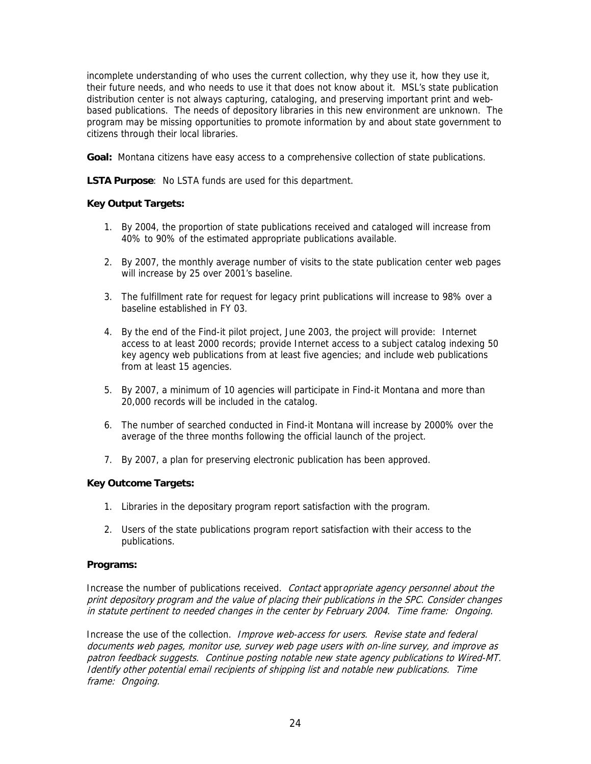incomplete understanding of who uses the current collection, why they use it, how they use it, their future needs, and who needs to use it that does not know about it. MSL's state publication distribution center is not always capturing, cataloging, and preserving important print and web-based publications. The needs of depository libraries in this new environment are unknown. The program may be missing opportunities to promote information by and about state government to citizens through their local libraries.

**Goal:** Montana citizens have easy access to a comprehensive collection of state publications.

**LSTA Purpose**: No LSTA funds are used for this department.

**Key Output Targets:**

1. By 2004, the proportion of state publications received and cataloged will increase from 40% to 90% of the estimated appropriate publications available.

2. By 2007, the monthly average number of visits to the state publication center web pages will increase by 25 over 2001's baseline.

3. The fulfillment rate for request for legacy print publications will increase to 98% over a baseline established in FY 03.

4. By the end of the Find-it pilot project, June 2003, the project will provide: Internet access to at least 2000 records; provide Internet access to a subject catalog indexing 50 key agency web publications from at least five agencies; and include web publications from at least 15 agencies.

5. By 2007, a minimum of 10 agencies will participate in Find-it Montana and more than 20,000 records will be included in the catalog.

6. The number of searched conducted in Find-it Montana will increase by 2000% over the average of the three months following the official launch of the project.

7. By 2007, a plan for preserving electronic publication has been approved.

**Key Outcome Targets:**

1. Libraries in the depositary program report satisfaction with the program.

2. Users of the state publications program report satisfaction with their access to the publications.

**Programs:**

Increase the number of publications received. *Contact appropriate agency personnel about the print depository program and the value of placing their publications in the SPC. Consider changes in statute pertinent to needed changes in the center by February 2004. Time frame: Ongoing.*

Increase the use of the collection. *Improve web-access for users. Revise state and federal documents web pages, monitor use, survey web page users with on-line survey, and improve as patron feedback suggests. Continue posting notable new state agency publications to Wired-MT. Identify other potential email recipients of shipping list and notable new publications. Time frame: Ongoing.*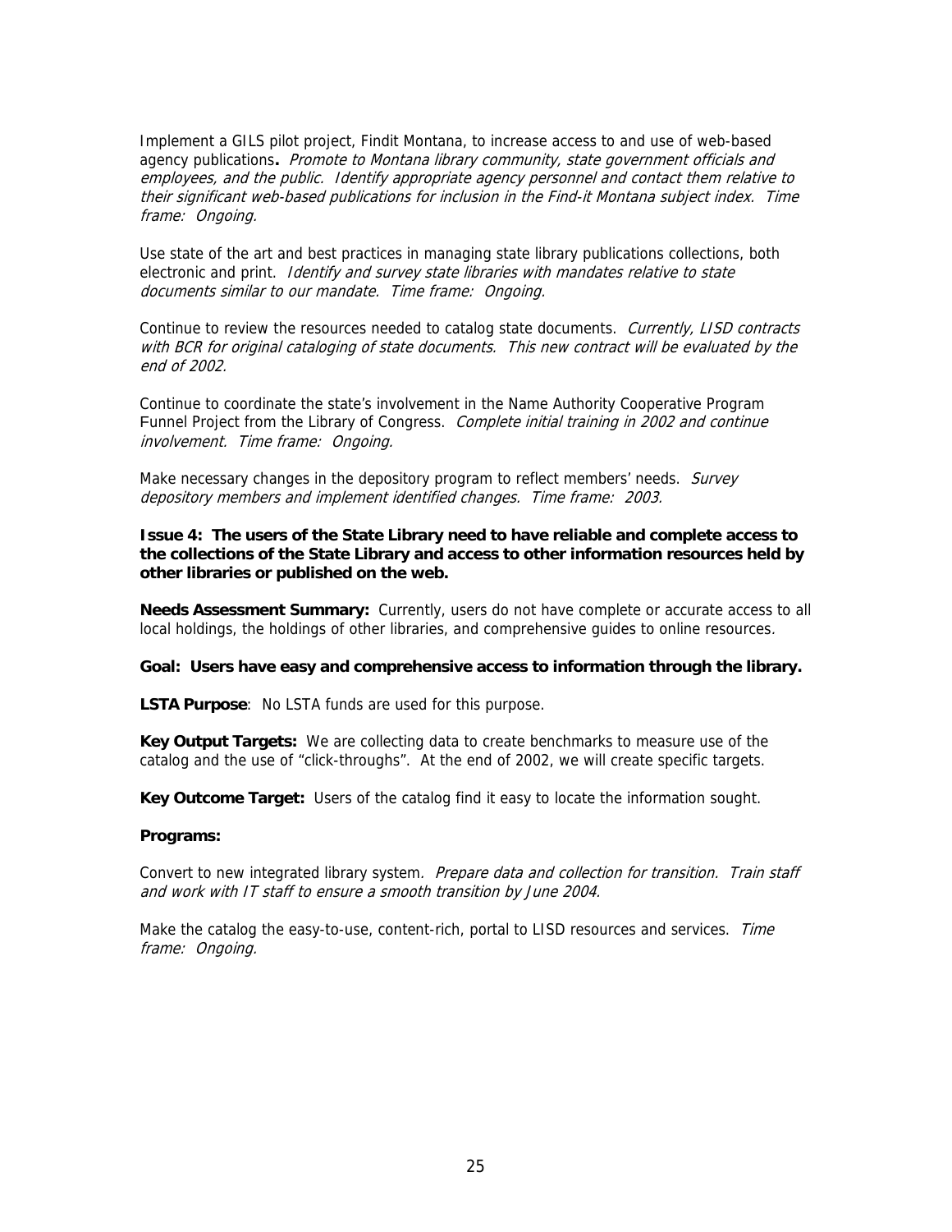Implement a GILS pilot project, Findit Montana, to increase access to and use of web-based agency publications**.** *Promote to Montana library community, state government officials and employees, and the public. Identify appropriate agency personnel and contact them relative to their significant web-based publications for inclusion in the Find-it Montana subject index. Time frame: Ongoing.*

Use state of the art and best practices in managing state library publications collections, both electronic and print. *Identify and survey state libraries with mandates relative to state documents similar to our mandate. Time frame: Ongoing.*

Continue to review the resources needed to catalog state documents. *Currently, LISD contracts with BCR for original cataloging of state documents. This new contract will be evaluated by the end of 2002.*

Continue to coordinate the state's involvement in the Name Authority Cooperative Program Funnel Project from the Library of Congress. *Complete initial training in 2002 and continue involvement. Time frame: Ongoing.*

Make necessary changes in the depository program to reflect members' needs. *Survey depository members and implement identified changes. Time frame: 2003.*

**Issue 4: The users of the State Library need to have reliable and complete access to the collections of the State Library and access to other information resources held by other libraries or published on the web.**

**Needs Assessment Summary:** Currently, users do not have complete or accurate access to all local holdings, the holdings of other libraries, and comprehensive guides to online resources.

**Goal: Users have easy and comprehensive access to information through the library.**

**LSTA Purpose**: No LSTA funds are used for this purpose.

**Key Output Targets:** We are collecting data to create benchmarks to measure use of the catalog and the use of "click-throughs". At the end of 2002, we will create specific targets.

**Key Outcome Target:** Users of the catalog find it easy to locate the information sought.

**Programs:**

Convert to new integrated library system*. Prepare data and collection for transition. Train staff and work with IT staff to ensure a smooth transition by June 2004.*

Make the catalog the easy-to-use, content-rich, portal to LISD resources and services. *Time frame: Ongoing.*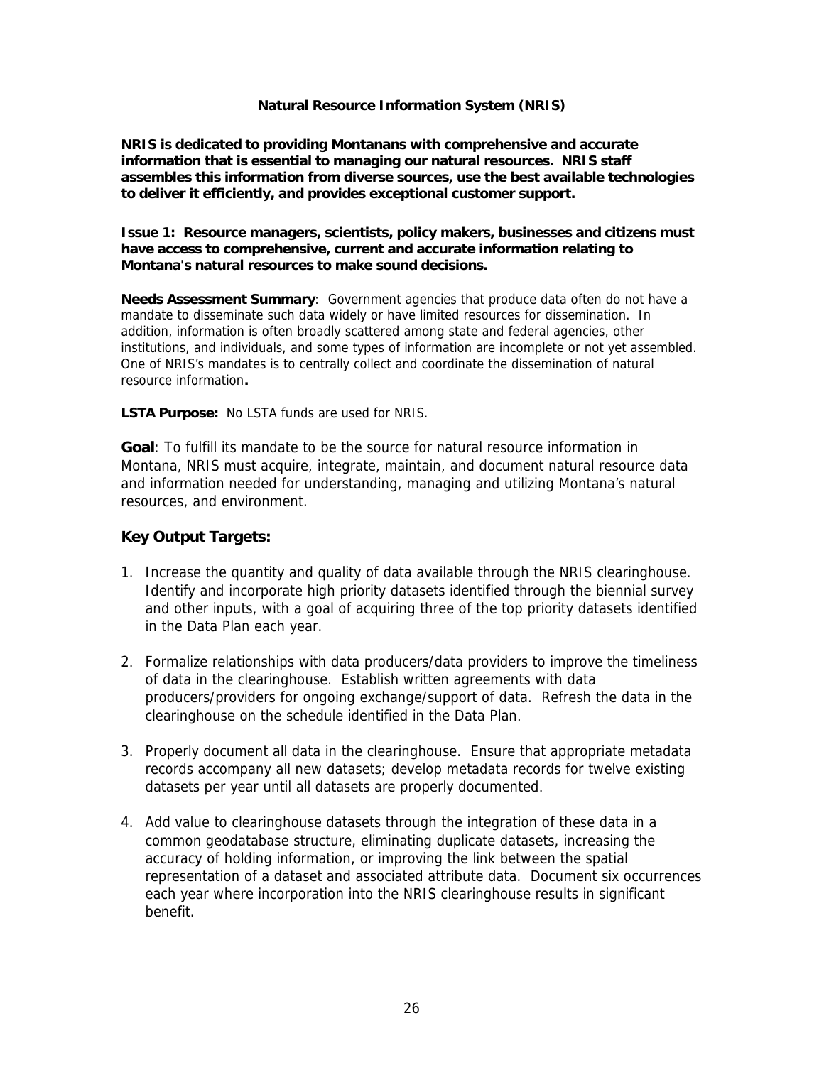## Natural Resource Information System (NRIS)

**NRIS is dedicated to providing Montanans with comprehensive and accurate information that is essential to managing our natural resources. NRIS staff assembles this information from diverse sources, use the best available technologies to deliver it efficiently, and provides exceptional customer support.**

**Issue 1: Resource managers, scientists, policy makers, businesses and citizens must have access to comprehensive, current and accurate information relating to Montana's natural resources to make sound decisions.**

**Needs Assessment Summary**: Government agencies that produce data often do not have a mandate to disseminate such data widely or have limited resources for dissemination. In addition, information is often broadly scattered among state and federal agencies, other institutions, and individuals, and some types of information are incomplete or not yet assembled. One of NRIS's mandates is to centrally collect and coordinate the dissemination of natural resource information**.**

**LSTA Purpose:** No LSTA funds are used for NRIS.

**Goal**: To fulfill its mandate to be the source for natural resource information in Montana, NRIS must acquire, integrate, maintain, and document natural resource data and information needed for understanding, managing and utilizing Montana's natural resources, and environment.

### Key Output Targets:

1. Increase the quantity and quality of data available through the NRIS clearinghouse. Identify and incorporate high priority datasets identified through the biennial survey and other inputs, with a goal of acquiring three of the top priority datasets identified in the Data Plan each year.

2. Formalize relationships with data producers/data providers to improve the timeliness of data in the clearinghouse. Establish written agreements with data producers/providers for ongoing exchange/support of data. Refresh the data in the clearinghouse on the schedule identified in the Data Plan.

3. Properly document all data in the clearinghouse. Ensure that appropriate metadata records accompany all new datasets; develop metadata records for twelve existing datasets per year until all datasets are properly documented.

4. Add value to clearinghouse datasets through the integration of these data in a common geodatabase structure, eliminating duplicate datasets, increasing the accuracy of holding information, or improving the link between the spatial representation of a dataset and associated attribute data. Document six occurrences each year where incorporation into the NRIS clearinghouse results in significant benefit.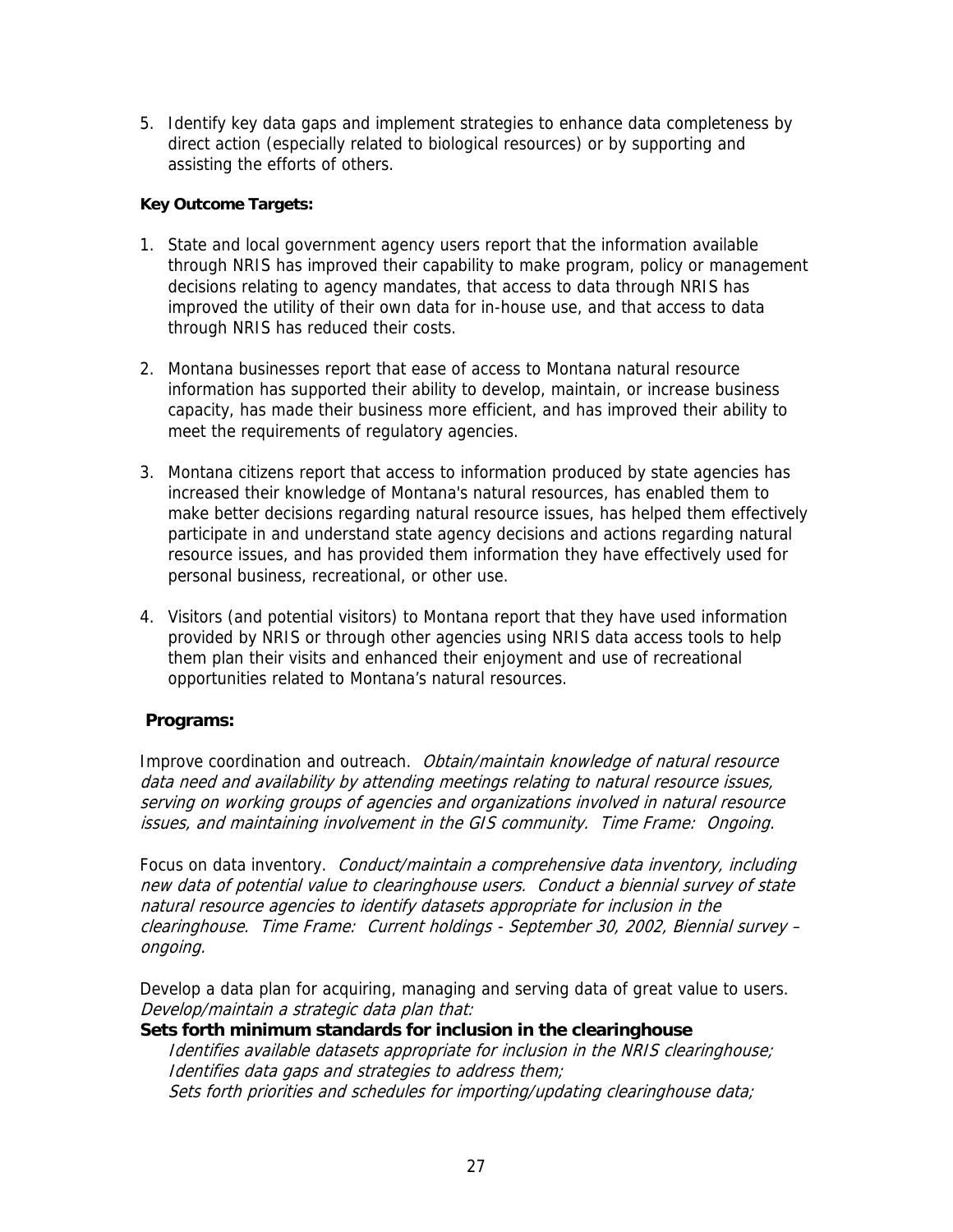5. Identify key data gaps and implement strategies to enhance data completeness by direct action (especially related to biological resources) or by supporting and assisting the efforts of others.

**Key Outcome Targets:**

1. State and local government agency users report that the information available through NRIS has improved their capability to make program, policy or management decisions relating to agency mandates, that access to data through NRIS has improved the utility of their own data for in-house use, and that access to data through NRIS has reduced their costs.

2. Montana businesses report that ease of access to Montana natural resource information has supported their ability to develop, maintain, or increase business capacity, has made their business more efficient, and has improved their ability to meet the requirements of regulatory agencies.

3. Montana citizens report that access to information produced by state agencies has increased their knowledge of Montana's natural resources, has enabled them to make better decisions regarding natural resource issues, has helped them effectively participate in and understand state agency decisions and actions regarding natural resource issues, and has provided them information they have effectively used for personal business, recreational, or other use.

4. Visitors (and potential visitors) to Montana report that they have used information provided by NRIS or through other agencies using NRIS data access tools to help them plan their visits and enhanced their enjoyment and use of recreational opportunities related to Montana's natural resources.

**Programs:**

Improve coordination and outreach. *Obtain/maintain knowledge of natural resource data need and availability by attending meetings relating to natural resource issues, serving on working groups of agencies and organizations involved in natural resource issues, and maintaining involvement in the GIS community. Time Frame: Ongoing.*

Focus on data inventory. *Conduct/maintain a comprehensive data inventory, including new data of potential value to clearinghouse users. Conduct a biennial survey of state natural resource agencies to identify datasets appropriate for inclusion in the clearinghouse. Time Frame: Current holdings - September 30, 2002, Biennial survey – ongoing.*

Develop a data plan for acquiring, managing and serving data of great value to users. *Develop/maintain a strategic data plan that:*

**Sets forth minimum standards for inclusion in the clearinghouse**

*Identifies available datasets appropriate for inclusion in the NRIS clearinghouse;*
*Identifies data gaps and strategies to address them;*
*Sets forth priorities and schedules for importing/updating clearinghouse data;*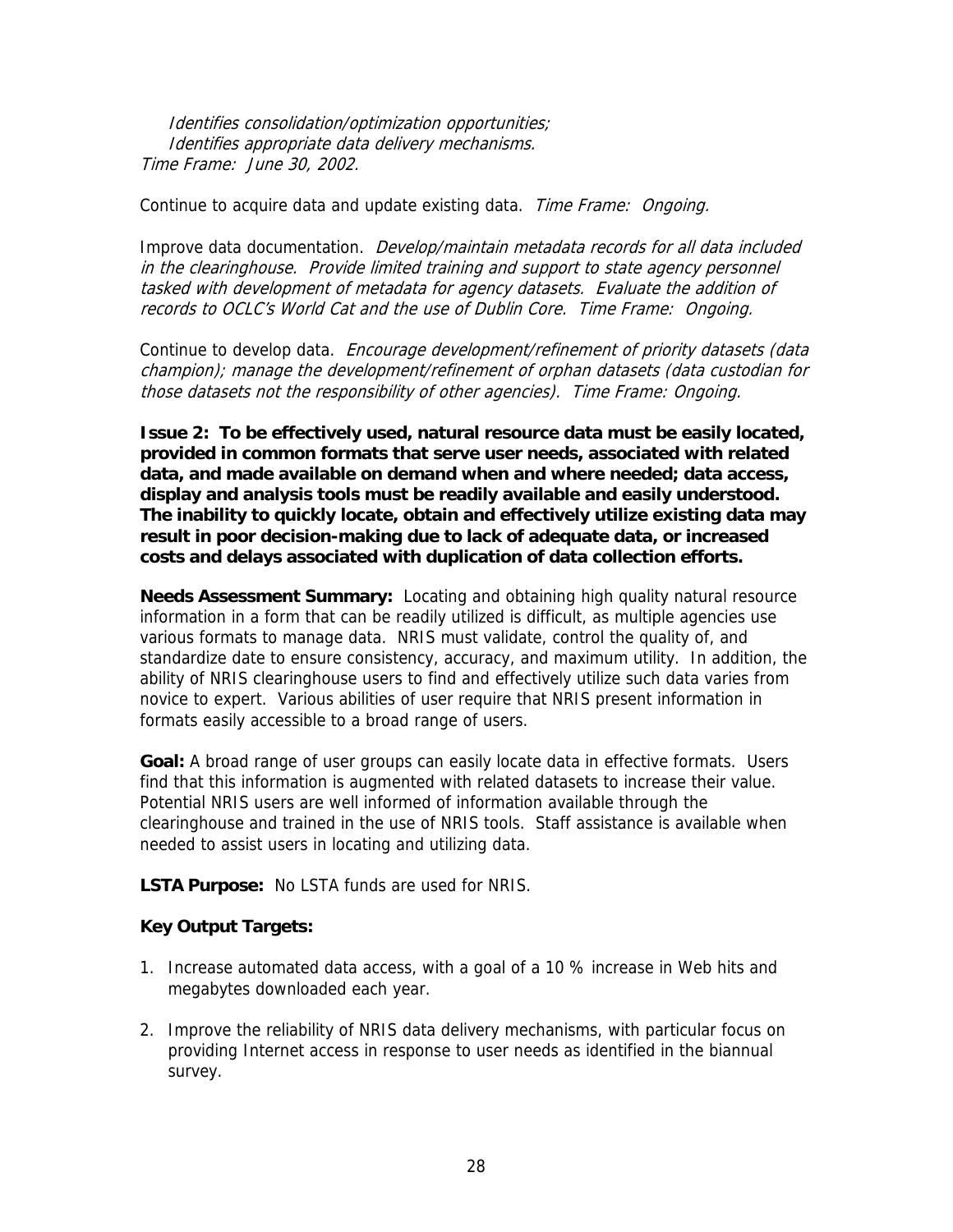*Identifies consolidation/optimization opportunities;*
*Identifies appropriate data delivery mechanisms.*
*Time Frame: June 30, 2002.*

Continue to acquire data and update existing data. *Time Frame: Ongoing.*

Improve data documentation. *Develop/maintain metadata records for all data included in the clearinghouse. Provide limited training and support to state agency personnel tasked with development of metadata for agency datasets. Evaluate the addition of records to OCLC's World Cat and the use of Dublin Core. Time Frame: Ongoing.*

Continue to develop data. *Encourage development/refinement of priority datasets (data champion); manage the development/refinement of orphan datasets (data custodian for those datasets not the responsibility of other agencies). Time Frame: Ongoing.*

**Issue 2: To be effectively used, natural resource data must be easily located, provided in common formats that serve user needs, associated with related data, and made available on demand when and where needed; data access, display and analysis tools must be readily available and easily understood. The inability to quickly locate, obtain and effectively utilize existing data may result in poor decision-making due to lack of adequate data, or increased costs and delays associated with duplication of data collection efforts.**

**Needs Assessment Summary:** Locating and obtaining high quality natural resource information in a form that can be readily utilized is difficult, as multiple agencies use various formats to manage data. NRIS must validate, control the quality of, and standardize date to ensure consistency, accuracy, and maximum utility. In addition, the ability of NRIS clearinghouse users to find and effectively utilize such data varies from novice to expert. Various abilities of user require that NRIS present information in formats easily accessible to a broad range of users.

**Goal:** A broad range of user groups can easily locate data in effective formats. Users find that this information is augmented with related datasets to increase their value. Potential NRIS users are well informed of information available through the clearinghouse and trained in the use of NRIS tools. Staff assistance is available when needed to assist users in locating and utilizing data.

**LSTA Purpose:** No LSTA funds are used for NRIS.

**Key Output Targets:**

1. Increase automated data access, with a goal of a 10 % increase in Web hits and megabytes downloaded each year.

2. Improve the reliability of NRIS data delivery mechanisms, with particular focus on providing Internet access in response to user needs as identified in the biannual survey.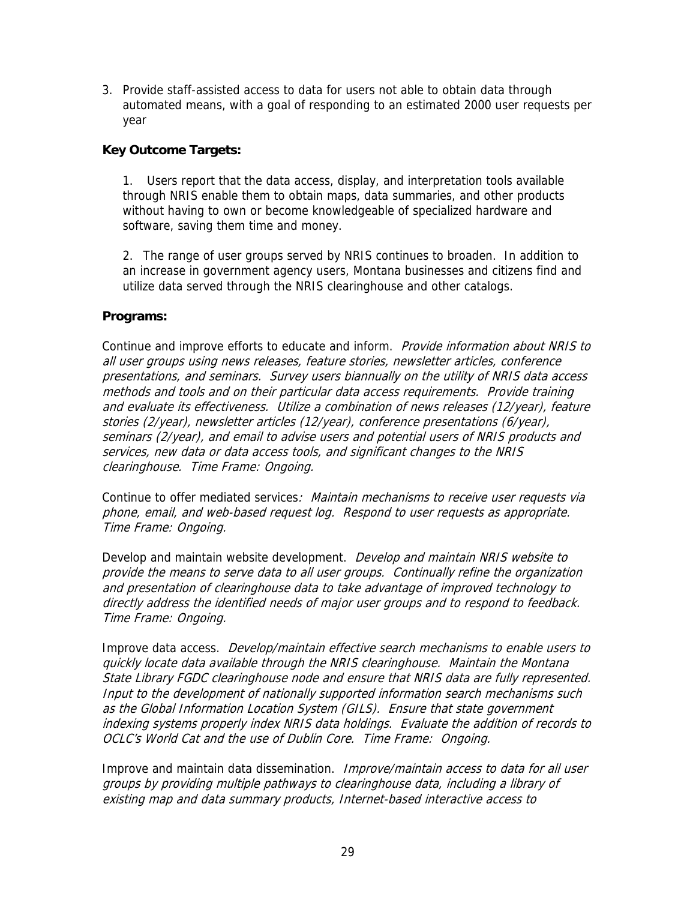3. Provide staff-assisted access to data for users not able to obtain data through automated means, with a goal of responding to an estimated 2000 user requests per year

**Key Outcome Targets:**

1. Users report that the data access, display, and interpretation tools available through NRIS enable them to obtain maps, data summaries, and other products without having to own or become knowledgeable of specialized hardware and software, saving them time and money.

2. The range of user groups served by NRIS continues to broaden. In addition to an increase in government agency users, Montana businesses and citizens find and utilize data served through the NRIS clearinghouse and other catalogs.

**Programs:**

Continue and improve efforts to educate and inform. *Provide information about NRIS to all user groups using news releases, feature stories, newsletter articles, conference presentations, and seminars. Survey users biannually on the utility of NRIS data access methods and tools and on their particular data access requirements. Provide training and evaluate its effectiveness. Utilize a combination of news releases (12/year), feature stories (2/year), newsletter articles (12/year), conference presentations (6/year), seminars (2/year), and email to advise users and potential users of NRIS products and services, new data or data access tools, and significant changes to the NRIS clearinghouse. Time Frame: Ongoing.*

Continue to offer mediated services*: Maintain mechanisms to receive user requests via phone, email, and web-based request log. Respond to user requests as appropriate. Time Frame: Ongoing.*

Develop and maintain website development. *Develop and maintain NRIS website to provide the means to serve data to all user groups. Continually refine the organization and presentation of clearinghouse data to take advantage of improved technology to directly address the identified needs of major user groups and to respond to feedback. Time Frame: Ongoing.*

Improve data access. *Develop/maintain effective search mechanisms to enable users to quickly locate data available through the NRIS clearinghouse. Maintain the Montana State Library FGDC clearinghouse node and ensure that NRIS data are fully represented. Input to the development of nationally supported information search mechanisms such as the Global Information Location System (GILS). Ensure that state government indexing systems properly index NRIS data holdings. Evaluate the addition of records to OCLC's World Cat and the use of Dublin Core. Time Frame: Ongoing.*

Improve and maintain data dissemination. *Improve/maintain access to data for all user groups by providing multiple pathways to clearinghouse data, including a library of existing map and data summary products, Internet-based interactive access to*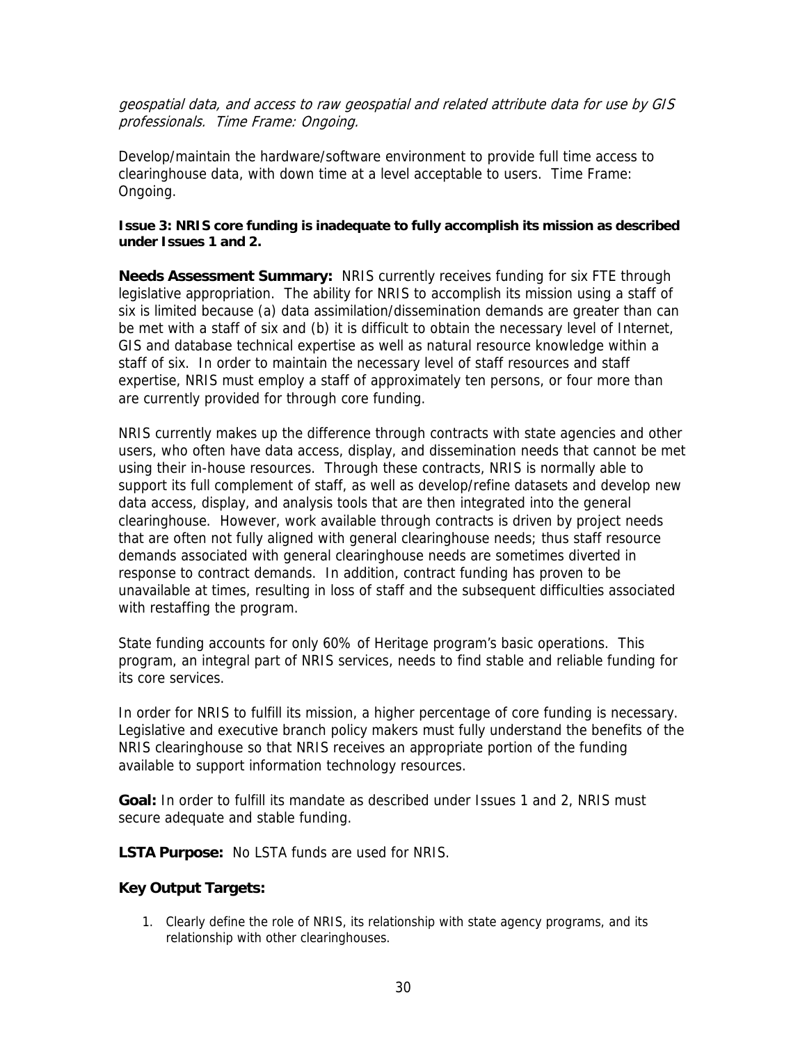*geospatial data, and access to raw geospatial and related attribute data for use by GIS professionals. Time Frame: Ongoing.*

Develop/maintain the hardware/software environment to provide full time access to clearinghouse data, with down time at a level acceptable to users. Time Frame: Ongoing.

**Issue 3: NRIS core funding is inadequate to fully accomplish its mission as described under Issues 1 and 2.**

**Needs Assessment Summary:** NRIS currently receives funding for six FTE through legislative appropriation. The ability for NRIS to accomplish its mission using a staff of six is limited because (a) data assimilation/dissemination demands are greater than can be met with a staff of six and (b) it is difficult to obtain the necessary level of Internet, GIS and database technical expertise as well as natural resource knowledge within a staff of six. In order to maintain the necessary level of staff resources and staff expertise, NRIS must employ a staff of approximately ten persons, or four more than are currently provided for through core funding.

NRIS currently makes up the difference through contracts with state agencies and other users, who often have data access, display, and dissemination needs that cannot be met using their in-house resources. Through these contracts, NRIS is normally able to support its full complement of staff, as well as develop/refine datasets and develop new data access, display, and analysis tools that are then integrated into the general clearinghouse. However, work available through contracts is driven by project needs that are often not fully aligned with general clearinghouse needs; thus staff resource demands associated with general clearinghouse needs are sometimes diverted in response to contract demands. In addition, contract funding has proven to be unavailable at times, resulting in loss of staff and the subsequent difficulties associated with restaffing the program.

State funding accounts for only 60% of Heritage program's basic operations. This program, an integral part of NRIS services, needs to find stable and reliable funding for its core services.

In order for NRIS to fulfill its mission, a higher percentage of core funding is necessary. Legislative and executive branch policy makers must fully understand the benefits of the NRIS clearinghouse so that NRIS receives an appropriate portion of the funding available to support information technology resources.

**Goal:** In order to fulfill its mandate as described under Issues 1 and 2, NRIS must secure adequate and stable funding.

**LSTA Purpose:** No LSTA funds are used for NRIS.

**Key Output Targets:**

1. Clearly define the role of NRIS, its relationship with state agency programs, and its relationship with other clearinghouses.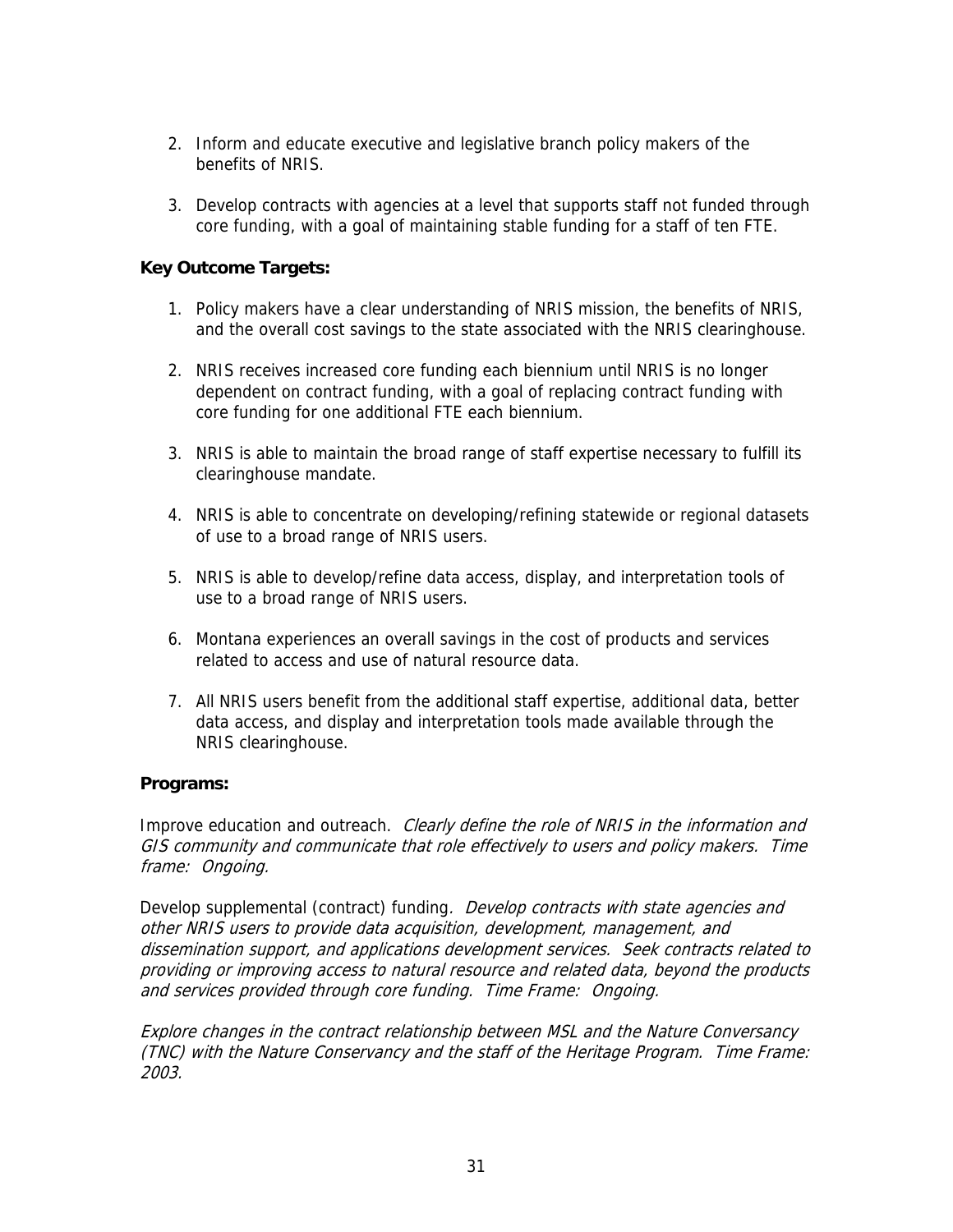2. Inform and educate executive and legislative branch policy makers of the benefits of NRIS.

3. Develop contracts with agencies at a level that supports staff not funded through core funding, with a goal of maintaining stable funding for a staff of ten FTE.

**Key Outcome Targets:**

1. Policy makers have a clear understanding of NRIS mission, the benefits of NRIS, and the overall cost savings to the state associated with the NRIS clearinghouse.

2. NRIS receives increased core funding each biennium until NRIS is no longer dependent on contract funding, with a goal of replacing contract funding with core funding for one additional FTE each biennium.

3. NRIS is able to maintain the broad range of staff expertise necessary to fulfill its clearinghouse mandate.

4. NRIS is able to concentrate on developing/refining statewide or regional datasets of use to a broad range of NRIS users.

5. NRIS is able to develop/refine data access, display, and interpretation tools of use to a broad range of NRIS users.

6. Montana experiences an overall savings in the cost of products and services related to access and use of natural resource data.

7. All NRIS users benefit from the additional staff expertise, additional data, better data access, and display and interpretation tools made available through the NRIS clearinghouse.

**Programs:**

Improve education and outreach. *Clearly define the role of NRIS in the information and GIS community and communicate that role effectively to users and policy makers. Time frame: Ongoing.*

Develop supplemental (contract) funding. *Develop contracts with state agencies and other NRIS users to provide data acquisition, development, management, and dissemination support, and applications development services. Seek contracts related to providing or improving access to natural resource and related data, beyond the products and services provided through core funding. Time Frame: Ongoing.*

*Explore changes in the contract relationship between MSL and the Nature Conversancy (TNC) with the Nature Conservancy and the staff of the Heritage Program. Time Frame: 2003.*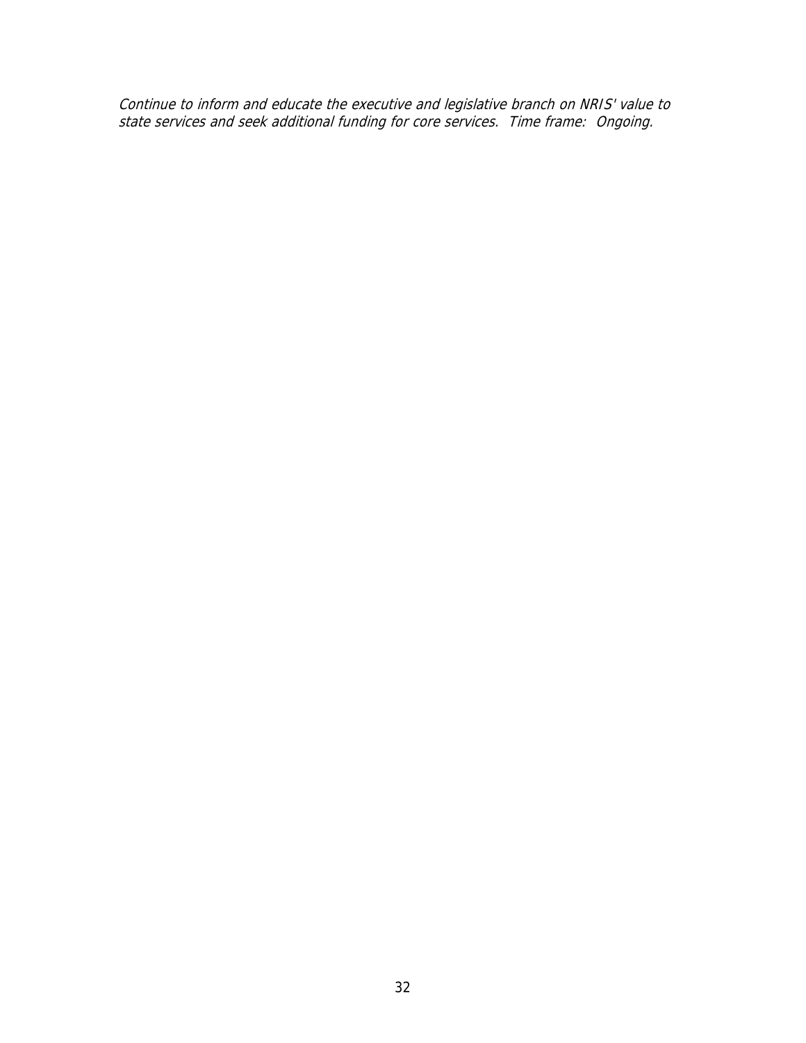*Continue to inform and educate the executive and legislative branch on NRIS' value to state services and seek additional funding for core services. Time frame: Ongoing.*